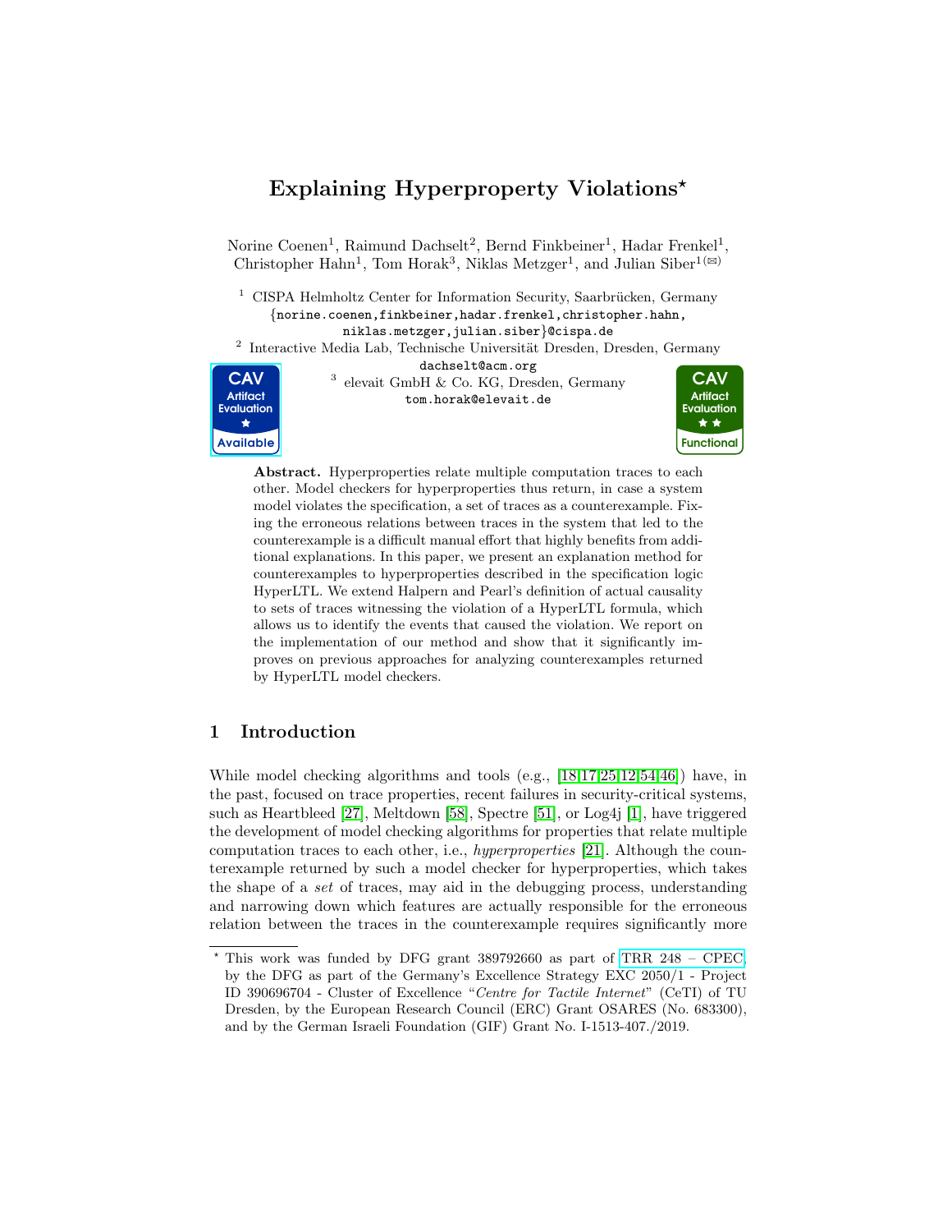# Explaining Hyperproperty Violations*

Norine Coenen[1], Raimund Dachselt[2], Bernd Finkbeiner[1], Hadar Frenkel[1], Christopher Hahn[1], Tom Horak[3], Niklas Metzger[1], and Julian Siber[1](✉)

[1] CISPA Helmholtz Center for Information Security, Saarbrücken, Germany
{norine.coenen,finkbeiner,hadar.frenkel,christopher.hahn, niklas.metzger,julian.siber}@cispa.de

[2] Interactive Media Lab, Technische Universität Dresden, Dresden, Germany
dachselt@acm.org

[3] elevait GmbH & Co. KG, Dresden, Germany
tom.horak@elevait.de

CAV Artifact Evaluation ★ Available

CAV Artifact Evaluation ★★ Functional

**Abstract.** Hyperproperties relate multiple computation traces to each other. Model checkers for hyperproperties thus return, in case a system model violates the specification, a set of traces as a counterexample. Fixing the erroneous relations between traces in the system that led to the counterexample is a difficult manual effort that highly benefits from additional explanations. In this paper, we present an explanation method for counterexamples to hyperproperties described in the specification logic HyperLTL. We extend Halpern and Pearl's definition of actual causality to sets of traces witnessing the violation of a HyperLTL formula, which allows us to identify the events that caused the violation. We report on the implementation of our method and show that it significantly improves on previous approaches for analyzing counterexamples returned by HyperLTL model checkers.

## 1 Introduction

While model checking algorithms and tools (e.g., [18,17,25,12,54,46]) have, in the past, focused on trace properties, recent failures in security-critical systems, such as Heartbleed [27], Meltdown [58], Spectre [51], or Log4j [1], have triggered the development of model checking algorithms for properties that relate multiple computation traces to each other, i.e., *hyperproperties* [21]. Although the counterexample returned by such a model checker for hyperproperties, which takes the shape of a *set* of traces, may aid in the debugging process, understanding and narrowing down which features are actually responsible for the erroneous relation between the traces in the counterexample requires significantly more

---

* This work was funded by DFG grant 389792660 as part of TRR 248 – CPEC, by the DFG as part of the Germany's Excellence Strategy EXC 2050/1 - Project ID 390696704 - Cluster of Excellence "*Centre for Tactile Internet*" (CeTI) of TU Dresden, by the European Research Council (ERC) Grant OSARES (No. 683300), and by the German Israeli Foundation (GIF) Grant No. I-1513-407./2019.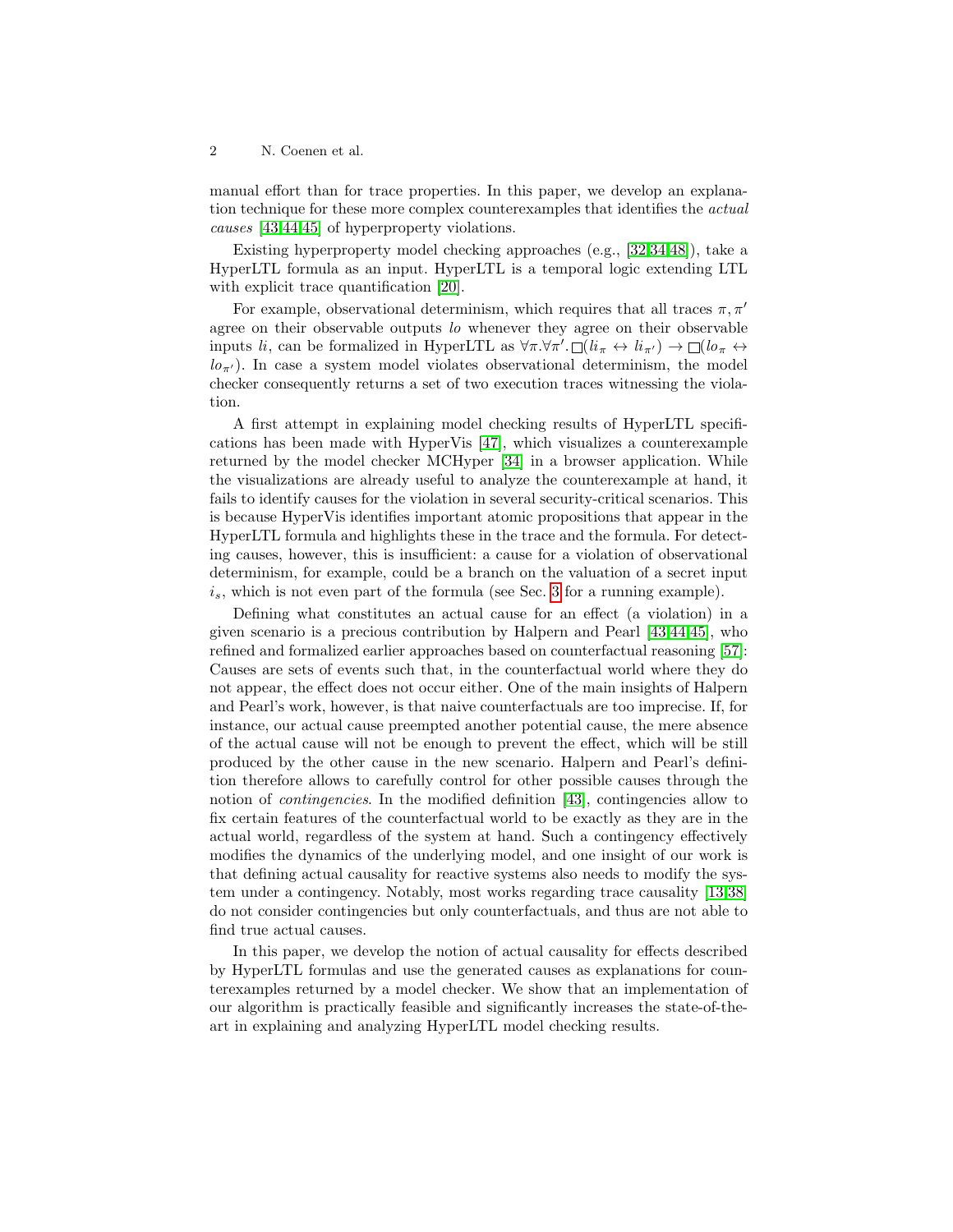manual effort than for trace properties. In this paper, we develop an explanation technique for these more complex counterexamples that identifies the *actual causes* [43,44,45] of hyperproperty violations.

Existing hyperproperty model checking approaches (e.g., [32,34,48]), take a HyperLTL formula as an input. HyperLTL is a temporal logic extending LTL with explicit trace quantification [20].

For example, observational determinism, which requires that all traces $\pi, \pi'$ agree on their observable outputs $lo$ whenever they agree on their observable inputs $li$, can be formalized in HyperLTL as $\forall \pi. \forall \pi'. \square(li_\pi \leftrightarrow li_{\pi'}) \rightarrow \square(lo_\pi \leftrightarrow lo_{\pi'})$. In case a system model violates observational determinism, the model checker consequently returns a set of two execution traces witnessing the violation.

A first attempt in explaining model checking results of HyperLTL specifications has been made with HyperVis [47], which visualizes a counterexample returned by the model checker MCHyper [34] in a browser application. While the visualizations are already useful to analyze the counterexample at hand, it fails to identify causes for the violation in several security-critical scenarios. This is because HyperVis identifies important atomic propositions that appear in the HyperLTL formula and highlights these in the trace and the formula. For detecting causes, however, this is insufficient: a cause for a violation of observational determinism, for example, could be a branch on the valuation of a secret input $i_s$, which is not even part of the formula (see Sec. 3 for a running example).

Defining what constitutes an actual cause for an effect (a violation) in a given scenario is a precious contribution by Halpern and Pearl [43,44,45], who refined and formalized earlier approaches based on counterfactual reasoning [57]: Causes are sets of events such that, in the counterfactual world where they do not appear, the effect does not occur either. One of the main insights of Halpern and Pearl's work, however, is that naive counterfactuals are too imprecise. If, for instance, our actual cause preempted another potential cause, the mere absence of the actual cause will not be enough to prevent the effect, which will be still produced by the other cause in the new scenario. Halpern and Pearl's definition therefore allows to carefully control for other possible causes through the notion of *contingencies*. In the modified definition [43], contingencies allow to fix certain features of the counterfactual world to be exactly as they are in the actual world, regardless of the system at hand. Such a contingency effectively modifies the dynamics of the underlying model, and one insight of our work is that defining actual causality for reactive systems also needs to modify the system under a contingency. Notably, most works regarding trace causality [13,38] do not consider contingencies but only counterfactuals, and thus are not able to find true actual causes.

In this paper, we develop the notion of actual causality for effects described by HyperLTL formulas and use the generated causes as explanations for counterexamples returned by a model checker. We show that an implementation of our algorithm is practically feasible and significantly increases the state-of-the-art in explaining and analyzing HyperLTL model checking results.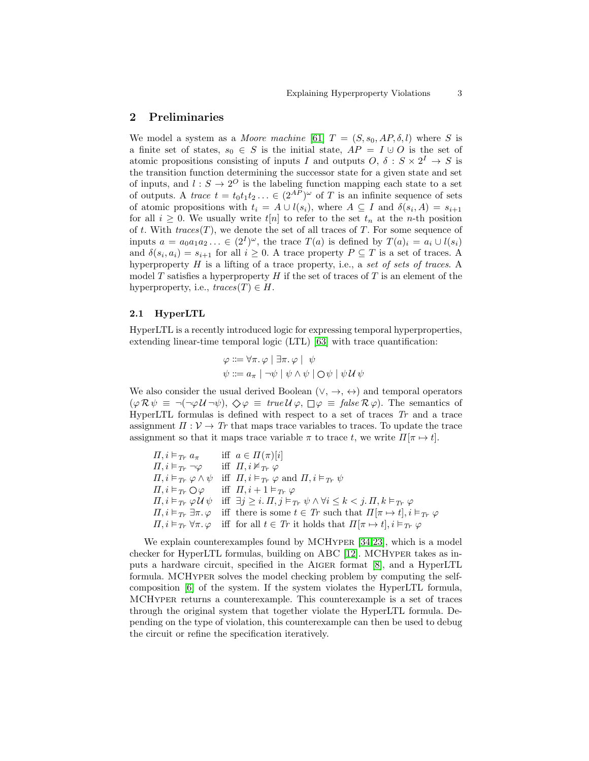## 2 Preliminaries

We model a system as a *Moore machine* [61] $T = (S, s_0, AP, \delta, l)$ where $S$ is a finite set of states, $s_0 \in S$ is the initial state, $AP = I \cup O$ is the set of atomic propositions consisting of inputs $I$ and outputs $O$, $\delta : S \times 2^I \to S$ is the transition function determining the successor state for a given state and set of inputs, and $l : S \to 2^O$ is the labeling function mapping each state to a set of outputs. A *trace* $t = t_0 t_1 t_2 \ldots \in (2^{AP})^\omega$ of $T$ is an infinite sequence of sets of atomic propositions with $t_i = A \cup l(s_i)$, where $A \subseteq I$ and $\delta(s_i, A) = s_{i+1}$ for all $i \geq 0$. We usually write $t[n]$ to refer to the set $t_n$ at the $n$-th position of $t$. With $traces(T)$, we denote the set of all traces of $T$. For some sequence of inputs $a = a_0 a_1 a_2 \ldots \in (2^I)^\omega$, the trace $T(a)$ is defined by $T(a)_i = a_i \cup l(s_i)$ and $\delta(s_i, a_i) = s_{i+1}$ for all $i \geq 0$. A trace property $P \subseteq T$ is a set of traces. A hyperproperty $H$ is a lifting of a trace property, i.e., a *set of sets of traces*. A model $T$ satisfies a hyperproperty $H$ if the set of traces of $T$ is an element of the hyperproperty, i.e., $traces(T) \in H$.

### 2.1 HyperLTL

HyperLTL is a recently introduced logic for expressing temporal hyperproperties, extending linear-time temporal logic (LTL) [63] with trace quantification:

$$\varphi ::= \forall \pi.\, \varphi \mid \exists \pi.\, \varphi \mid \ \psi$$
$$\psi ::= a_\pi \mid \neg \psi \mid \psi \wedge \psi \mid \bigcirc \psi \mid \psi \,\mathcal{U}\, \psi$$

We also consider the usual derived Boolean ($\vee$, $\rightarrow$, $\leftrightarrow$) and temporal operators ($\varphi \,\mathcal{R}\, \psi \equiv \neg(\neg\varphi \,\mathcal{U}\, \neg\psi)$, $\Diamond \varphi \equiv \mathit{true} \,\mathcal{U}\, \varphi$, $\Box \varphi \equiv \mathit{false} \,\mathcal{R}\, \varphi$). The semantics of HyperLTL formulas is defined with respect to a set of traces $Tr$ and a trace assignment $\Pi : \mathcal{V} \to Tr$ that maps trace variables to traces. To update the trace assignment so that it maps trace variable $\pi$ to trace $t$, we write $\Pi[\pi \mapsto t]$.

$$
\begin{array}{lll}
\Pi, i \vDash_{Tr} a_\pi & \text{iff} & a \in \Pi(\pi)[i] \\
\Pi, i \vDash_{Tr} \neg \varphi & \text{iff} & \Pi, i \nvDash_{Tr} \varphi \\
\Pi, i \vDash_{Tr} \varphi \wedge \psi & \text{iff} & \Pi, i \vDash_{Tr} \varphi \text{ and } \Pi, i \vDash_{Tr} \psi \\
\Pi, i \vDash_{Tr} \bigcirc \varphi & \text{iff} & \Pi, i+1 \vDash_{Tr} \varphi \\
\Pi, i \vDash_{Tr} \varphi \,\mathcal{U}\, \psi & \text{iff} & \exists j \geq i.\, \Pi, j \vDash_{Tr} \psi \wedge \forall i \leq k < j.\, \Pi, k \vDash_{Tr} \varphi \\
\Pi, i \vDash_{Tr} \exists \pi.\, \varphi & \text{iff} & \text{there is some } t \in Tr \text{ such that } \Pi[\pi \mapsto t], i \vDash_{Tr} \varphi \\
\Pi, i \vDash_{Tr} \forall \pi.\, \varphi & \text{iff} & \text{for all } t \in Tr \text{ it holds that } \Pi[\pi \mapsto t], i \vDash_{Tr} \varphi
\end{array}
$$

We explain counterexamples found by MCHyper [34,23], which is a model checker for HyperLTL formulas, building on ABC [12]. MCHyper takes as inputs a hardware circuit, specified in the Aiger format [8], and a HyperLTL formula. MCHyper solves the model checking problem by computing the self-composition [6] of the system. If the system violates the HyperLTL formula, MCHyper returns a counterexample. This counterexample is a set of traces through the original system that together violate the HyperLTL formula. Depending on the type of violation, this counterexample can then be used to debug the circuit or refine the specification iteratively.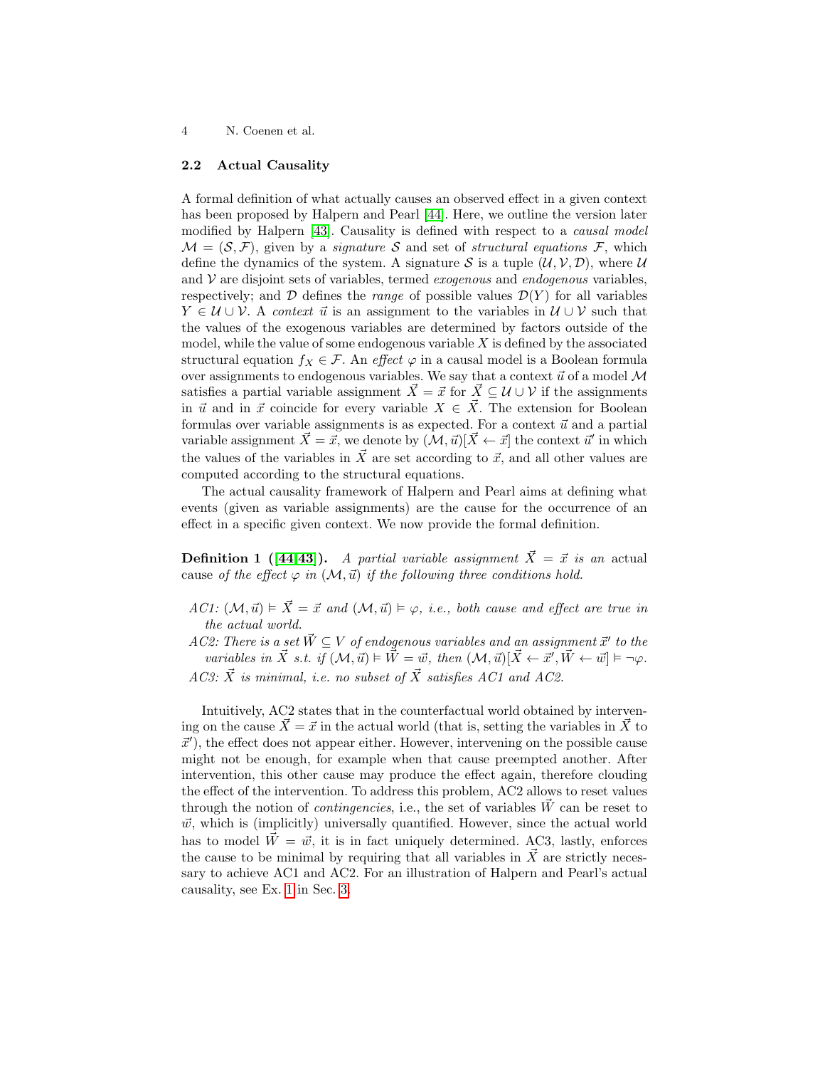### 2.2 Actual Causality

A formal definition of what actually causes an observed effect in a given context has been proposed by Halpern and Pearl [44]. Here, we outline the version later modified by Halpern [43]. Causality is defined with respect to a *causal model* $\mathcal{M} = (\mathcal{S}, \mathcal{F})$, given by a *signature* $\mathcal{S}$ and set of *structural equations* $\mathcal{F}$, which define the dynamics of the system. A signature $\mathcal{S}$ is a tuple $(\mathcal{U}, \mathcal{V}, \mathcal{D})$, where $\mathcal{U}$ and $\mathcal{V}$ are disjoint sets of variables, termed *exogenous* and *endogenous* variables, respectively; and $\mathcal{D}$ defines the *range* of possible values $\mathcal{D}(Y)$ for all variables $Y \in \mathcal{U} \cup \mathcal{V}$. A *context* $\vec{u}$ is an assignment to the variables in $\mathcal{U} \cup \mathcal{V}$ such that the values of the exogenous variables are determined by factors outside of the model, while the value of some endogenous variable $X$ is defined by the associated structural equation $f_X \in \mathcal{F}$. An *effect* $\varphi$ in a causal model is a Boolean formula over assignments to endogenous variables. We say that a context $\vec{u}$ of a model $\mathcal{M}$ satisfies a partial variable assignment $\vec{X} = \vec{x}$ for $\vec{X} \subseteq \mathcal{U} \cup \mathcal{V}$ if the assignments in $\vec{u}$ and in $\vec{x}$ coincide for every variable $X \in \vec{X}$. The extension for Boolean formulas over variable assignments is as expected. For a context $\vec{u}$ and a partial variable assignment $\vec{X} = \vec{x}$, we denote by $(\mathcal{M}, \vec{u})[\vec{X} \leftarrow \vec{x}]$ the context $\vec{u}'$ in which the values of the variables in $\vec{X}$ are set according to $\vec{x}$, and all other values are computed according to the structural equations.

The actual causality framework of Halpern and Pearl aims at defining what events (given as variable assignments) are the cause for the occurrence of an effect in a specific given context. We now provide the formal definition.

**Definition 1 ([44,43]).** *A partial variable assignment $\vec{X} = \vec{x}$ is an* actual cause *of the effect $\varphi$ in $(\mathcal{M}, \vec{u})$ if the following three conditions hold.*

- *AC1: $(\mathcal{M}, \vec{u}) \vDash \vec{X} = \vec{x}$ and $(\mathcal{M}, \vec{u}) \vDash \varphi$, i.e., both cause and effect are true in the actual world.*
- *AC2: There is a set $\vec{W} \subseteq V$ of endogenous variables and an assignment $\vec{x}'$ to the variables in $\vec{X}$ s.t. if $(\mathcal{M}, \vec{u}) \vDash \vec{W} = \vec{w}$, then $(\mathcal{M}, \vec{u})[\vec{X} \leftarrow \vec{x}', \vec{W} \leftarrow \vec{w}] \vDash \neg\varphi$.*
- *AC3: $\vec{X}$ is minimal, i.e. no subset of $\vec{X}$ satisfies AC1 and AC2.*

Intuitively, AC2 states that in the counterfactual world obtained by intervening on the cause $\vec{X} = \vec{x}$ in the actual world (that is, setting the variables in $\vec{X}$ to $\vec{x}'$), the effect does not appear either. However, intervening on the possible cause might not be enough, for example when that cause preempted another. After intervention, this other cause may produce the effect again, therefore clouding the effect of the intervention. To address this problem, AC2 allows to reset values through the notion of *contingencies*, i.e., the set of variables $\vec{W}$ can be reset to $\vec{w}$, which is (implicitly) universally quantified. However, since the actual world has to model $\vec{W} = \vec{w}$, it is in fact uniquely determined. AC3, lastly, enforces the cause to be minimal by requiring that all variables in $\vec{X}$ are strictly necessary to achieve AC1 and AC2. For an illustration of Halpern and Pearl's actual causality, see Ex. 1 in Sec. 3.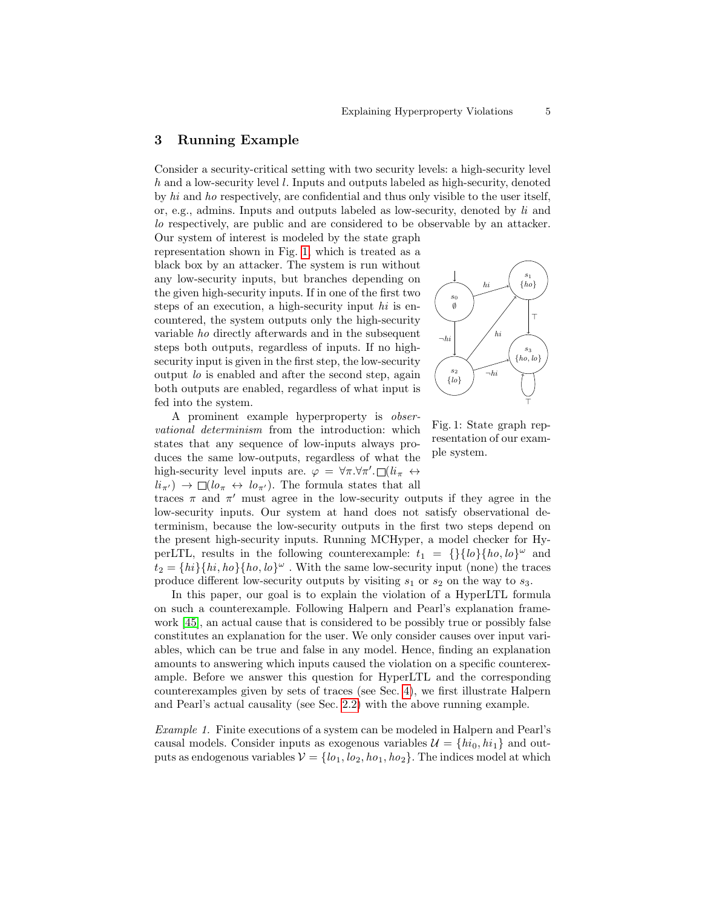## 3 Running Example

Consider a security-critical setting with two security levels: a high-security level $h$ and a low-security level $l$. Inputs and outputs labeled as high-security, denoted by $hi$ and $ho$ respectively, are confidential and thus only visible to the user itself, or, e.g., admins. Inputs and outputs labeled as low-security, denoted by $li$ and $lo$ respectively, are public and are considered to be observable by an attacker. Our system of interest is modeled by the state graph representation shown in Fig. 1, which is treated as a black box by an attacker. The system is run without any low-security inputs, but branches depending on the given high-security inputs. If in one of the first two steps of an execution, a high-security input $hi$ is encountered, the system outputs only the high-security variable $ho$ directly afterwards and in the subsequent steps both outputs, regardless of inputs. If no high-security input is given in the first step, the low-security output $lo$ is enabled and after the second step, again both outputs are enabled, regardless of what input is fed into the system.

Fig. 1: State graph representation of our example system.

A prominent example hyperproperty is *observational determinism* from the introduction: which states that any sequence of low-inputs always produces the same low-outputs, regardless of what the high-security level inputs are. $\varphi = \forall \pi. \forall \pi'. \square(li_\pi \leftrightarrow li_{\pi'}) \rightarrow \square(lo_\pi \leftrightarrow lo_{\pi'})$. The formula states that all traces $\pi$ and $\pi'$ must agree in the low-security outputs if they agree in the low-security inputs. Our system at hand does not satisfy observational determinism, because the low-security outputs in the first two steps depend on the present high-security inputs. Running MCHyper, a model checker for HyperLTL, results in the following counterexample: $t_1 = \{\}\{lo\}\{ho, lo\}^\omega$ and $t_2 = \{hi\}\{hi, ho\}\{ho, lo\}^\omega$ . With the same low-security input (none) the traces produce different low-security outputs by visiting $s_1$ or $s_2$ on the way to $s_3$.

In this paper, our goal is to explain the violation of a HyperLTL formula on such a counterexample. Following Halpern and Pearl's explanation framework [45], an actual cause that is considered to be possibly true or possibly false constitutes an explanation for the user. We only consider causes over input variables, which can be true and false in any model. Hence, finding an explanation amounts to answering which inputs caused the violation on a specific counterexample. Before we answer this question for HyperLTL and the corresponding counterexamples given by sets of traces (see Sec. 4), we first illustrate Halpern and Pearl's actual causality (see Sec. 2.2) with the above running example.

*Example 1.* Finite executions of a system can be modeled in Halpern and Pearl's causal models. Consider inputs as exogenous variables $\mathcal{U} = \{hi_0, hi_1\}$ and outputs as endogenous variables $\mathcal{V} = \{lo_1, lo_2, ho_1, ho_2\}$. The indices model at which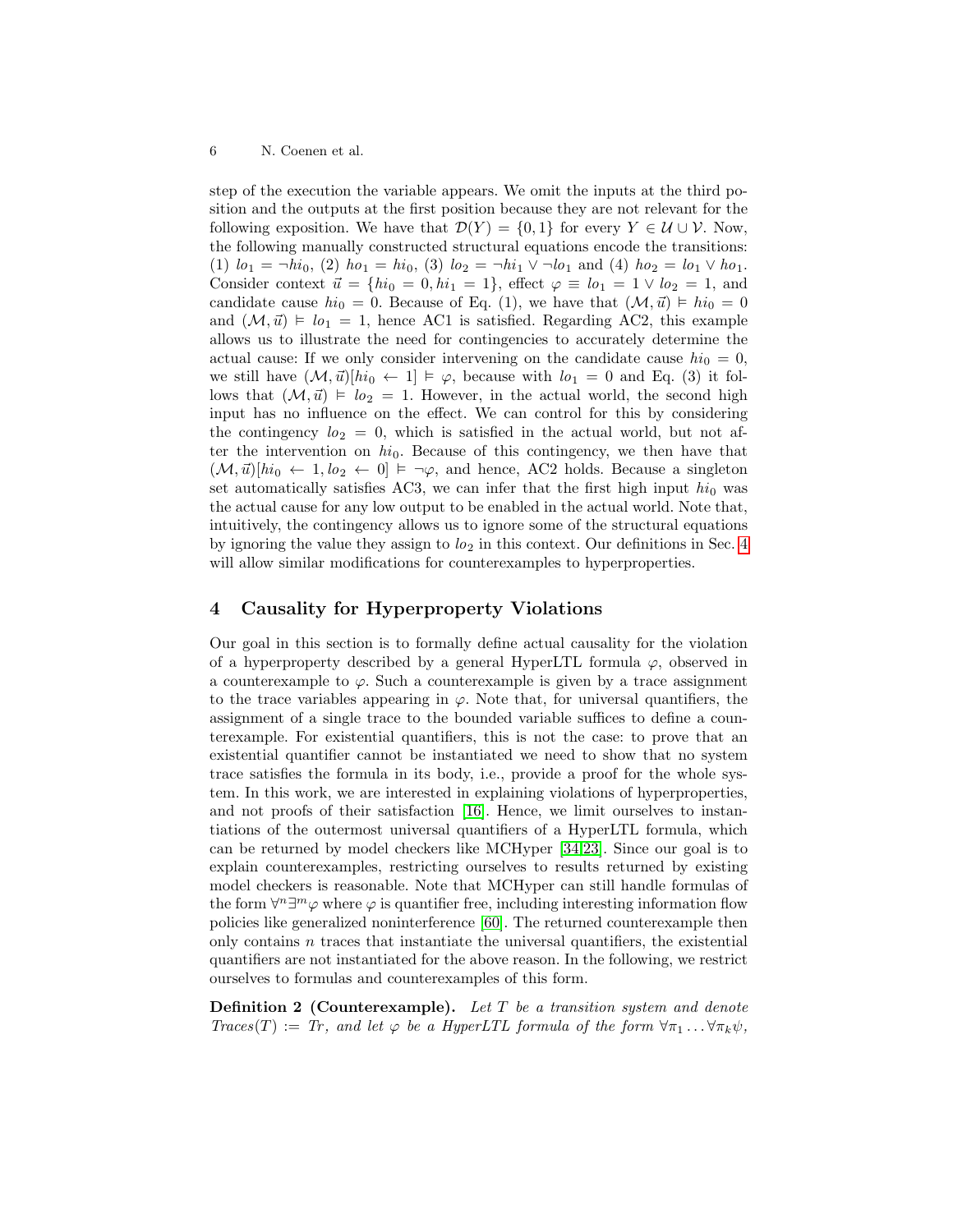step of the execution the variable appears. We omit the inputs at the third position and the outputs at the first position because they are not relevant for the following exposition. We have that $\mathcal{D}(Y) = \{0, 1\}$ for every $Y \in \mathcal{U} \cup \mathcal{V}$. Now, the following manually constructed structural equations encode the transitions: (1) $lo_1 = \neg hi_0$, (2) $ho_1 = hi_0$, (3) $lo_2 = \neg hi_1 \vee \neg lo_1$ and (4) $ho_2 = lo_1 \vee ho_1$. Consider context $\vec{u} = \{hi_0 = 0, hi_1 = 1\}$, effect $\varphi \equiv lo_1 = 1 \vee lo_2 = 1$, and candidate cause $hi_0 = 0$. Because of Eq. (1), we have that $(\mathcal{M}, \vec{u}) \vDash hi_0 = 0$ and $(\mathcal{M}, \vec{u}) \vDash lo_1 = 1$, hence AC1 is satisfied. Regarding AC2, this example allows us to illustrate the need for contingencies to accurately determine the actual cause: If we only consider intervening on the candidate cause $hi_0 = 0$, we still have $(\mathcal{M}, \vec{u})[hi_0 \leftarrow 1] \vDash \varphi$, because with $lo_1 = 0$ and Eq. (3) it follows that $(\mathcal{M}, \vec{u}) \vDash lo_2 = 1$. However, in the actual world, the second high input has no influence on the effect. We can control for this by considering the contingency $lo_2 = 0$, which is satisfied in the actual world, but not after the intervention on $hi_0$. Because of this contingency, we then have that $(\mathcal{M}, \vec{u})[hi_0 \leftarrow 1, lo_2 \leftarrow 0] \vDash \neg\varphi$, and hence, AC2 holds. Because a singleton set automatically satisfies AC3, we can infer that the first high input $hi_0$ was the actual cause for any low output to be enabled in the actual world. Note that, intuitively, the contingency allows us to ignore some of the structural equations by ignoring the value they assign to $lo_2$ in this context. Our definitions in Sec. 4 will allow similar modifications for counterexamples to hyperproperties.

## 4 Causality for Hyperproperty Violations

Our goal in this section is to formally define actual causality for the violation of a hyperproperty described by a general HyperLTL formula $\varphi$, observed in a counterexample to $\varphi$. Such a counterexample is given by a trace assignment to the trace variables appearing in $\varphi$. Note that, for universal quantifiers, the assignment of a single trace to the bounded variable suffices to define a counterexample. For existential quantifiers, this is not the case: to prove that an existential quantifier cannot be instantiated we need to show that no system trace satisfies the formula in its body, i.e., provide a proof for the whole system. In this work, we are interested in explaining violations of hyperproperties, and not proofs of their satisfaction [16]. Hence, we limit ourselves to instantiations of the outermost universal quantifiers of a HyperLTL formula, which can be returned by model checkers like MCHyper [34,23]. Since our goal is to explain counterexamples, restricting ourselves to results returned by existing model checkers is reasonable. Note that MCHyper can still handle formulas of the form $\forall^n \exists^m \varphi$ where $\varphi$ is quantifier free, including interesting information flow policies like generalized noninterference [60]. The returned counterexample then only contains $n$ traces that instantiate the universal quantifiers, the existential quantifiers are not instantiated for the above reason. In the following, we restrict ourselves to formulas and counterexamples of this form.

**Definition 2 (Counterexample).** *Let $T$ be a transition system and denote $Traces(T) := Tr$, and let $\varphi$ be a HyperLTL formula of the form $\forall \pi_1 \ldots \forall \pi_k \psi$,*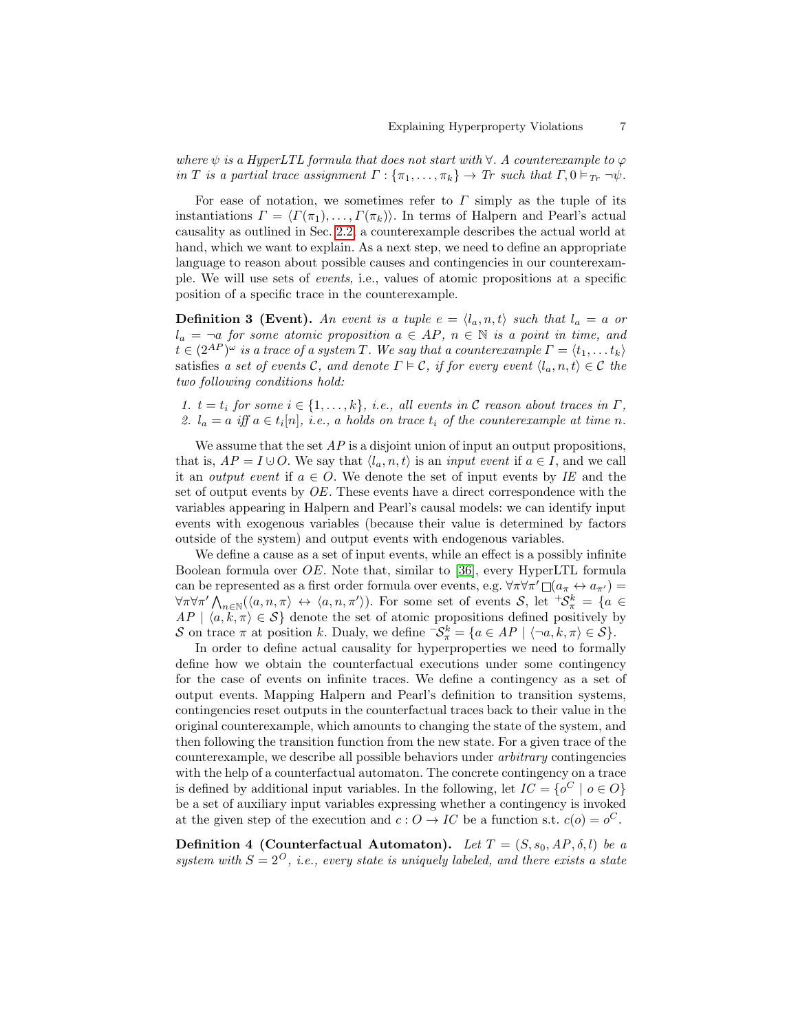*where $\psi$ is a HyperLTL formula that does not start with $\forall$. A counterexample to $\varphi$ in $T$ is a partial trace assignment $\Gamma : \{\pi_1, \ldots, \pi_k\} \to Tr$ such that $\Gamma, 0 \vDash_{Tr} \neg\psi$.*

For ease of notation, we sometimes refer to $\Gamma$ simply as the tuple of its instantiations $\Gamma = \langle \Gamma(\pi_1), \ldots, \Gamma(\pi_k) \rangle$. In terms of Halpern and Pearl's actual causality as outlined in Sec. 2.2, a counterexample describes the actual world at hand, which we want to explain. As a next step, we need to define an appropriate language to reason about possible causes and contingencies in our counterexample. We will use sets of *events*, i.e., values of atomic propositions at a specific position of a specific trace in the counterexample.

**Definition 3 (Event).** *An event is a tuple $e = \langle l_a, n, t \rangle$ such that $l_a = a$ or $l_a = \neg a$ for some atomic proposition $a \in AP$, $n \in \mathbb{N}$ is a point in time, and $t \in (2^{AP})^\omega$ is a trace of a system $T$. We say that a counterexample $\Gamma = \langle t_1, \ldots t_k \rangle$* satisfies *a set of events $\mathcal{C}$, and denote $\Gamma \vDash \mathcal{C}$, if for every event $\langle l_a, n, t \rangle \in \mathcal{C}$ the two following conditions hold:*

1. *$t = t_i$ for some $i \in \{1, \ldots, k\}$, i.e., all events in $\mathcal{C}$ reason about traces in $\Gamma$,*
2. *$l_a = a$ iff $a \in t_i[n]$, i.e., $a$ holds on trace $t_i$ of the counterexample at time $n$.*

We assume that the set $AP$ is a disjoint union of input an output propositions, that is, $AP = I \uplus O$. We say that $\langle l_a, n, t \rangle$ is an *input event* if $a \in I$, and we call it an *output event* if $a \in O$. We denote the set of input events by $IE$ and the set of output events by $OE$. These events have a direct correspondence with the variables appearing in Halpern and Pearl's causal models: we can identify input events with exogenous variables (because their value is determined by factors outside of the system) and output events with endogenous variables.

We define a cause as a set of input events, while an effect is a possibly infinite Boolean formula over $OE$. Note that, similar to [36], every HyperLTL formula can be represented as a first order formula over events, e.g. $\forall \pi \forall \pi' \, \Box (a_\pi \leftrightarrow a_{\pi'}) = \forall \pi \forall \pi' \bigwedge_{n \in \mathbb{N}} (\langle a, n, \pi \rangle \leftrightarrow \langle a, n, \pi' \rangle)$. For some set of events $\mathcal{S}$, let ${}^{+}\mathcal{S}_{\pi}^{k} = \{a \in AP \mid \langle a, k, \pi \rangle \in \mathcal{S}\}$ denote the set of atomic propositions defined positively by $\mathcal{S}$ on trace $\pi$ at position $k$. Dualy, we define ${}^{-}\mathcal{S}_{\pi}^{k} = \{a \in AP \mid \langle \neg a, k, \pi \rangle \in \mathcal{S}\}$.

In order to define actual causality for hyperproperties we need to formally define how we obtain the counterfactual executions under some contingency for the case of events on infinite traces. We define a contingency as a set of output events. Mapping Halpern and Pearl's definition to transition systems, contingencies reset outputs in the counterfactual traces back to their value in the original counterexample, which amounts to changing the state of the system, and then following the transition function from the new state. For a given trace of the counterexample, we describe all possible behaviors under *arbitrary* contingencies with the help of a counterfactual automaton. The concrete contingency on a trace is defined by additional input variables. In the following, let $IC = \{o^C \mid o \in O\}$ be a set of auxiliary input variables expressing whether a contingency is invoked at the given step of the execution and $c : O \to IC$ be a function s.t. $c(o) = o^C$.

**Definition 4 (Counterfactual Automaton).** *Let $T = (S, s_0, AP, \delta, l)$ be a system with $S = 2^O$, i.e., every state is uniquely labeled, and there exists a state*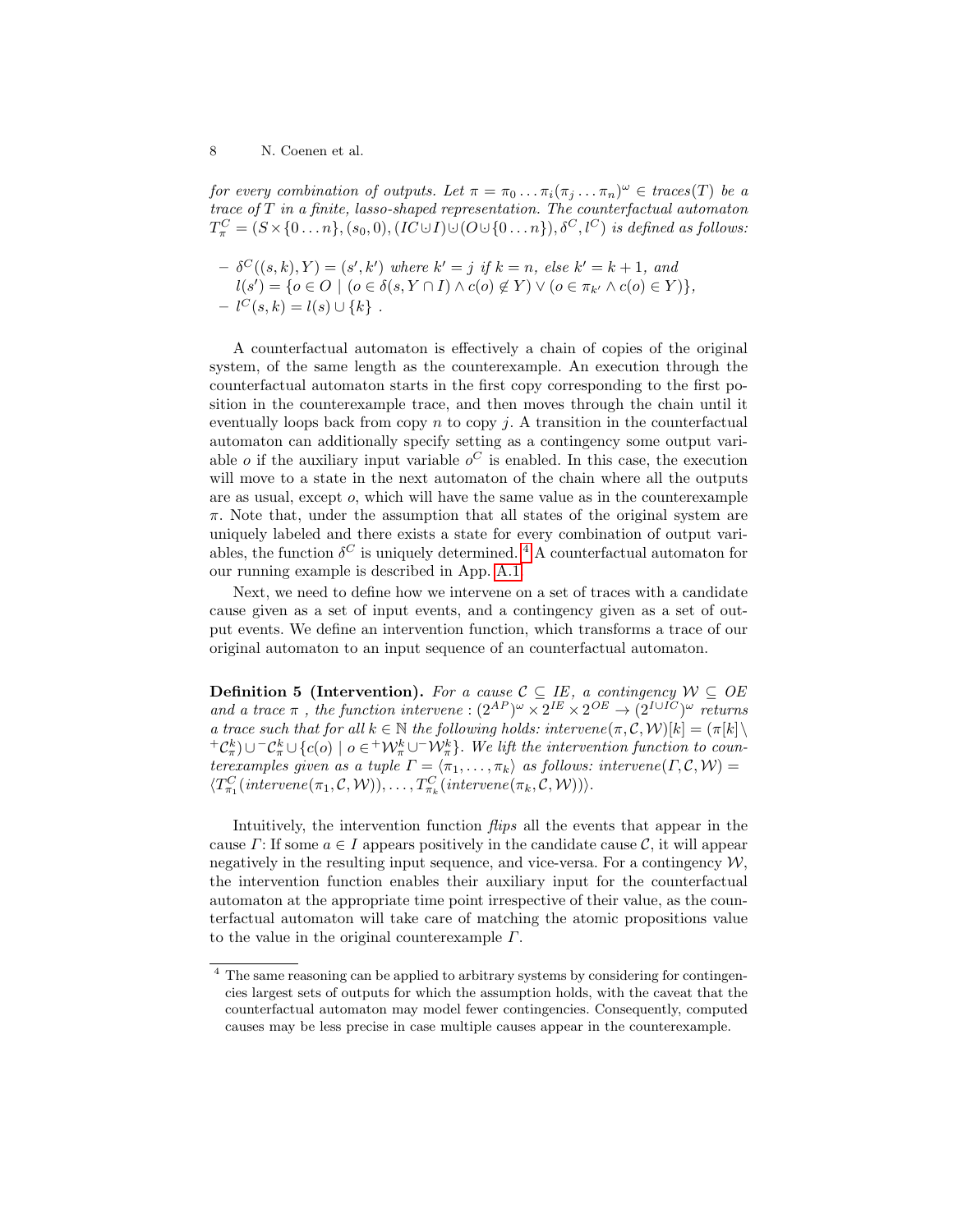*for every combination of outputs. Let $\pi = \pi_0 \ldots \pi_i(\pi_j \ldots \pi_n)^\omega \in traces(T)$ be a trace of $T$ in a finite, lasso-shaped representation. The counterfactual automaton $T^C_\pi = (S \times \{0 \ldots n\}, (s_0, 0), (IC \cup I) \cup (O \cup \{0 \ldots n\}), \delta^C, l^C)$ is defined as follows:*

- $\delta^C((s,k), Y) = (s', k')$ *where* $k' = j$ *if* $k = n$*, else* $k' = k+1$*, and* $l(s') = \{o \in O \mid (o \in \delta(s, Y \cap I) \wedge c(o) \notin Y) \vee (o \in \pi_{k'} \wedge c(o) \in Y)\}$,
- $l^C(s,k) = l(s) \cup \{k\}$ .

A counterfactual automaton is effectively a chain of copies of the original system, of the same length as the counterexample. An execution through the counterfactual automaton starts in the first copy corresponding to the first position in the counterexample trace, and then moves through the chain until it eventually loops back from copy $n$ to copy $j$. A transition in the counterfactual automaton can additionally specify setting as a contingency some output variable $o$ if the auxiliary input variable $o^C$ is enabled. In this case, the execution will move to a state in the next automaton of the chain where all the outputs are as usual, except $o$, which will have the same value as in the counterexample $\pi$. Note that, under the assumption that all states of the original system are uniquely labeled and there exists a state for every combination of output variables, the function $\delta^C$ is uniquely determined. [4] A counterfactual automaton for our running example is described in App. A.1

Next, we need to define how we intervene on a set of traces with a candidate cause given as a set of input events, and a contingency given as a set of output events. We define an intervention function, which transforms a trace of our original automaton to an input sequence of an counterfactual automaton.

**Definition 5 (Intervention).** *For a cause $\mathcal{C} \subseteq IE$, a contingency $\mathcal{W} \subseteq OE$ and a trace $\pi$ , the function intervene : $(2^{AP})^\omega \times 2^{IE} \times 2^{OE} \to (2^{I \cup IC})^\omega$ returns a trace such that for all $k \in \mathbb{N}$ the following holds: $intervene(\pi, \mathcal{C}, \mathcal{W})[k] = (\pi[k] \setminus {}^{+}\mathcal{C}^k_\pi) \cup {}^{-}\mathcal{C}^k_\pi \cup \{c(o) \mid o \in {}^{+}\mathcal{W}^k_\pi \cup {}^{-}\mathcal{W}^k_\pi\}$. We lift the intervention function to counterexamples given as a tuple $\Gamma = \langle \pi_1, \ldots, \pi_k \rangle$ as follows: $intervene(\Gamma, \mathcal{C}, \mathcal{W}) = \langle T^C_{\pi_1}(intervene(\pi_1, \mathcal{C}, \mathcal{W})), \ldots, T^C_{\pi_k}(intervene(\pi_k, \mathcal{C}, \mathcal{W})) \rangle$.*

Intuitively, the intervention function *flips* all the events that appear in the cause $\Gamma$: If some $a \in I$ appears positively in the candidate cause $\mathcal{C}$, it will appear negatively in the resulting input sequence, and vice-versa. For a contingency $\mathcal{W}$, the intervention function enables their auxiliary input for the counterfactual automaton at the appropriate time point irrespective of their value, as the counterfactual automaton will take care of matching the atomic propositions value to the value in the original counterexample $\Gamma$.

[4] The same reasoning can be applied to arbitrary systems by considering for contingencies largest sets of outputs for which the assumption holds, with the caveat that the counterfactual automaton may model fewer contingencies. Consequently, computed causes may be less precise in case multiple causes appear in the counterexample.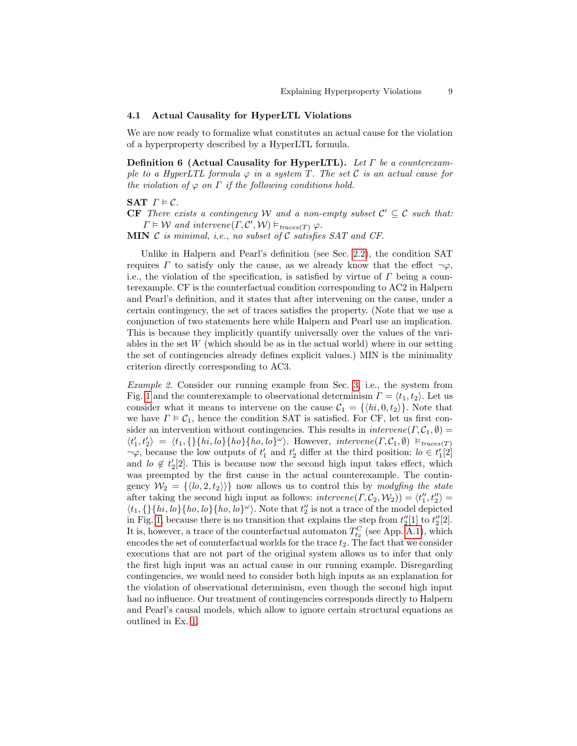### 4.1 Actual Causality for HyperLTL Violations

We are now ready to formalize what constitutes an actual cause for the violation of a hyperproperty described by a HyperLTL formula.

**Definition 6 (Actual Causality for HyperLTL).** *Let $\Gamma$ be a counterexample to a HyperLTL formula $\varphi$ in a system $T$. The set $\mathcal{C}$ is an actual cause for the violation of $\varphi$ on $\Gamma$ if the following conditions hold.*

**SAT** $\Gamma \vDash \mathcal{C}$.

**CF** *There exists a contingency $\mathcal{W}$ and a non-empty subset $\mathcal{C}' \subseteq \mathcal{C}$ such that: $\Gamma \vDash \mathcal{W}$ and $intervene(\Gamma, \mathcal{C}', \mathcal{W}) \vDash_{traces(T)} \varphi$.*

**MIN** $\mathcal{C}$ *is minimal, i.e., no subset of $\mathcal{C}$ satisfies SAT and CF.*

Unlike in Halpern and Pearl's definition (see Sec. 2.2), the condition SAT requires $\Gamma$ to satisfy only the cause, as we already know that the effect $\neg\varphi$, i.e., the violation of the specification, is satisfied by virtue of $\Gamma$ being a counterexample. CF is the counterfactual condition corresponding to AC2 in Halpern and Pearl's definition, and it states that after intervening on the cause, under a certain contingency, the set of traces satisfies the property. (Note that we use a conjunction of two statements here while Halpern and Pearl use an implication. This is because they implicitly quantify universally over the values of the variables in the set $W$ (which should be as in the actual world) where in our setting the set of contingencies already defines explicit values.) MIN is the minimality criterion directly corresponding to AC3.

*Example 2.* Consider our running example from Sec. 3, i.e., the system from Fig. 1 and the counterexample to observational determinism $\Gamma = \langle t_1, t_2 \rangle$. Let us consider what it means to intervene on the cause $\mathcal{C}_1 = \{\langle hi, 0, t_2 \rangle\}$. Note that we have $\Gamma \vDash \mathcal{C}_1$, hence the condition SAT is satisfied. For CF, let us first consider an intervention without contingencies. This results in $intervene(\Gamma, \mathcal{C}_1, \emptyset) = \langle t'_1, t'_2 \rangle = \langle t_1, \{\}\{hi, lo\}\{ho\}\{ho, lo\}^\omega \rangle$. However, $intervene(\Gamma, \mathcal{C}_1, \emptyset) \vDash_{traces(T)} \neg\varphi$, because the low outputs of $t'_1$ and $t'_2$ differ at the third position: $lo \in t'_1[2]$ and $lo \notin t'_2[2]$. This is because now the second high input takes effect, which was preempted by the first cause in the actual counterexample. The contingency $\mathcal{W}_2 = \{\langle lo, 2, t_2 \rangle\}$ now allows us to control this by *modyfing the state* after taking the second high input as follows: $intervene(\Gamma, \mathcal{C}_2, \mathcal{W}_2)) = \langle t''_1, t''_2 \rangle = \langle t_1, \{\}\{hi, lo\}\{ho, lo\}\{ho, lo\}^\omega \rangle$. Note that $t''_2$ is not a trace of the model depicted in Fig. 1, because there is no transition that explains the step from $t''_2[1]$ to $t''_2[2]$. It is, however, a trace of the counterfactual automaton $T^C_{t_2}$ (see App. A.1), which encodes the set of counterfactual worlds for the trace $t_2$. The fact that we consider executions that are not part of the original system allows us to infer that only the first high input was an actual cause in our running example. Disregarding contingencies, we would need to consider both high inputs as an explanation for the violation of observational determinism, even though the second high input had no influence. Our treatment of contingencies corresponds directly to Halpern and Pearl's causal models, which allow to ignore certain structural equations as outlined in Ex. 1.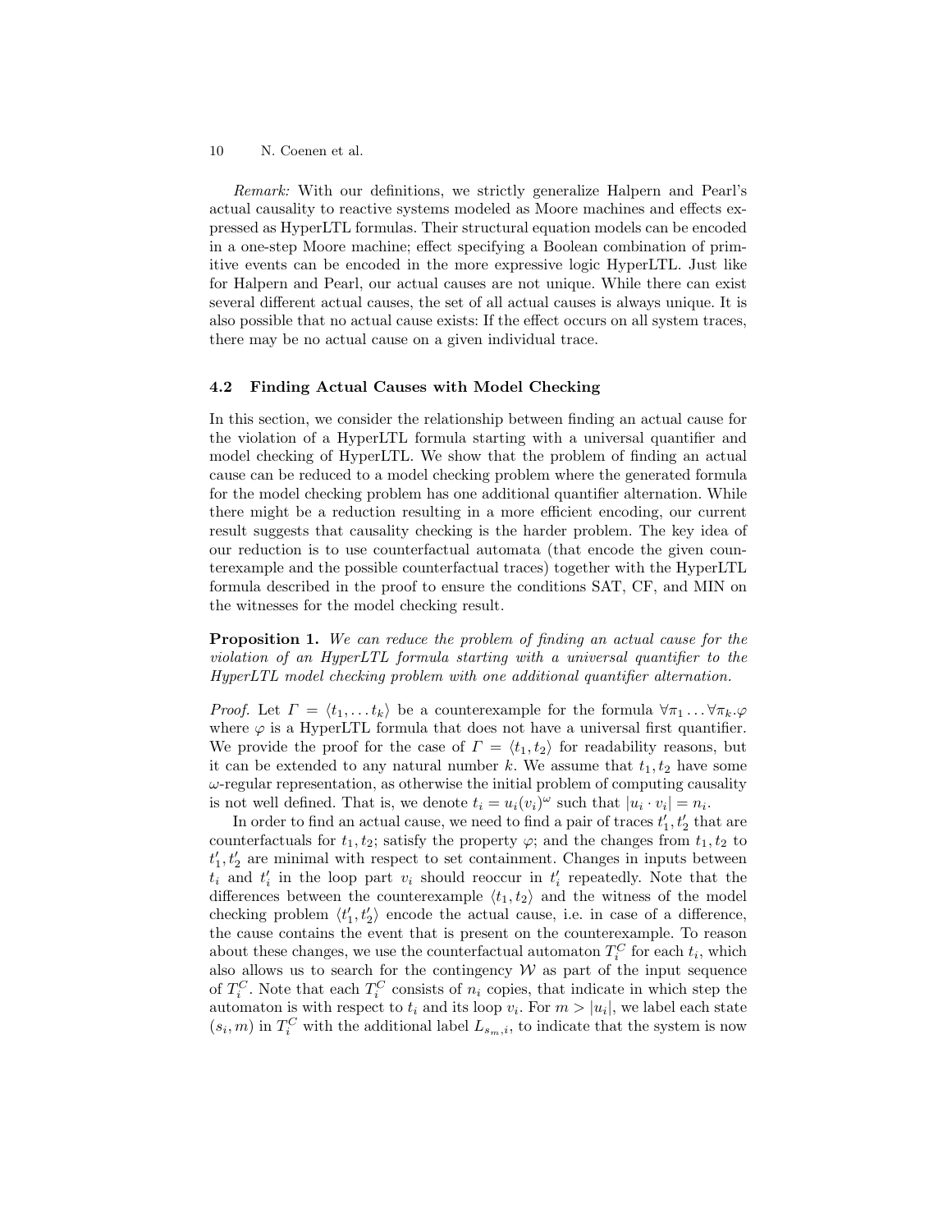*Remark:* With our definitions, we strictly generalize Halpern and Pearl's actual causality to reactive systems modeled as Moore machines and effects expressed as HyperLTL formulas. Their structural equation models can be encoded in a one-step Moore machine; effect specifying a Boolean combination of primitive events can be encoded in the more expressive logic HyperLTL. Just like for Halpern and Pearl, our actual causes are not unique. While there can exist several different actual causes, the set of all actual causes is always unique. It is also possible that no actual cause exists: If the effect occurs on all system traces, there may be no actual cause on a given individual trace.

### 4.2 Finding Actual Causes with Model Checking

In this section, we consider the relationship between finding an actual cause for the violation of a HyperLTL formula starting with a universal quantifier and model checking of HyperLTL. We show that the problem of finding an actual cause can be reduced to a model checking problem where the generated formula for the model checking problem has one additional quantifier alternation. While there might be a reduction resulting in a more efficient encoding, our current result suggests that causality checking is the harder problem. The key idea of our reduction is to use counterfactual automata (that encode the given counterexample and the possible counterfactual traces) together with the HyperLTL formula described in the proof to ensure the conditions SAT, CF, and MIN on the witnesses for the model checking result.

**Proposition 1.** *We can reduce the problem of finding an actual cause for the violation of an HyperLTL formula starting with a universal quantifier to the HyperLTL model checking problem with one additional quantifier alternation.*

*Proof.* Let $\Gamma = \langle t_1, \ldots t_k \rangle$ be a counterexample for the formula $\forall \pi_1 \ldots \forall \pi_k . \varphi$ where $\varphi$ is a HyperLTL formula that does not have a universal first quantifier. We provide the proof for the case of $\Gamma = \langle t_1, t_2 \rangle$ for readability reasons, but it can be extended to any natural number $k$. We assume that $t_1, t_2$ have some $\omega$-regular representation, as otherwise the initial problem of computing causality is not well defined. That is, we denote $t_i = u_i(v_i)^\omega$ such that $|u_i \cdot v_i| = n_i$.

In order to find an actual cause, we need to find a pair of traces $t'_1, t'_2$ that are counterfactuals for $t_1, t_2$; satisfy the property $\varphi$; and the changes from $t_1, t_2$ to $t'_1, t'_2$ are minimal with respect to set containment. Changes in inputs between $t_i$ and $t'_i$ in the loop part $v_i$ should reoccur in $t'_i$ repeatedly. Note that the differences between the counterexample $\langle t_1, t_2 \rangle$ and the witness of the model checking problem $\langle t'_1, t'_2 \rangle$ encode the actual cause, i.e. in case of a difference, the cause contains the event that is present on the counterexample. To reason about these changes, we use the counterfactual automaton $T_i^C$ for each $t_i$, which also allows us to search for the contingency $\mathcal{W}$ as part of the input sequence of $T_i^C$. Note that each $T_i^C$ consists of $n_i$ copies, that indicate in which step the automaton is with respect to $t_i$ and its loop $v_i$. For $m > |u_i|$, we label each state $(s_i, m)$ in $T_i^C$ with the additional label $L_{s_m,i}$, to indicate that the system is now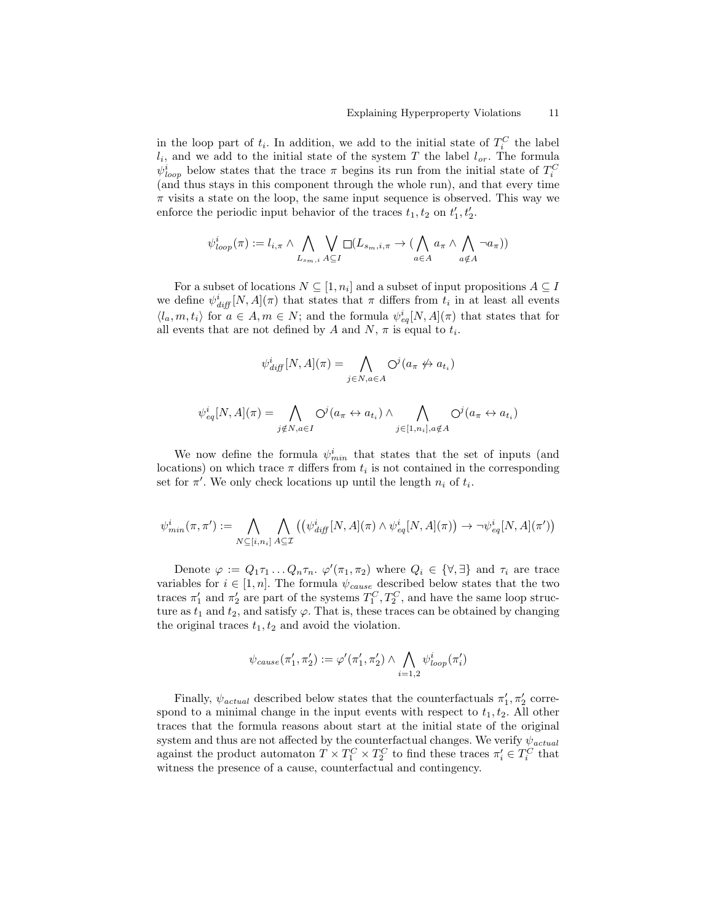in the loop part of $t_i$. In addition, we add to the initial state of $T_i^C$ the label $l_i$, and we add to the initial state of the system $T$ the label $l_{or}$. The formula $\psi^i_{loop}$ below states that the trace $\pi$ begins its run from the initial state of $T_i^C$ (and thus stays in this component through the whole run), and that every time $\pi$ visits a state on the loop, the same input sequence is observed. This way we enforce the periodic input behavior of the traces $t_1, t_2$ on $t'_1, t'_2$.

$$\psi^i_{loop}(\pi) := l_{i,\pi} \wedge \bigwedge_{L_{s_m,i}} \bigvee_{A \subseteq I} \square(L_{s_m,i,\pi} \rightarrow (\bigwedge_{a \in A} a_\pi \wedge \bigwedge_{a \notin A} \neg a_\pi))$$

For a subset of locations $N \subseteq [1, n_i]$ and a subset of input propositions $A \subseteq I$ we define $\psi^i_{diff}[N, A](\pi)$ that states that $\pi$ differs from $t_i$ in at least all events $\langle l_a, m, t_i \rangle$ for $a \in A, m \in N$; and the formula $\psi^i_{eq}[N, A](\pi)$ that states that for all events that are not defined by $A$ and $N$, $\pi$ is equal to $t_i$.

$$\psi^i_{diff}[N, A](\pi) = \bigwedge_{j \in N, a \in A} \bigcirc^j (a_\pi \not\leftrightarrow a_{t_i})$$

$$\psi^i_{eq}[N, A](\pi) = \bigwedge_{j \notin N, a \in I} \bigcirc^j (a_\pi \leftrightarrow a_{t_i}) \wedge \bigwedge_{j \in [1, n_i], a \notin A} \bigcirc^j (a_\pi \leftrightarrow a_{t_i})$$

We now define the formula $\psi^i_{min}$ that states that the set of inputs (and locations) on which trace $\pi$ differs from $t_i$ is not contained in the corresponding set for $\pi'$. We only check locations up until the length $n_i$ of $t_i$.

$$\psi^i_{min}(\pi, \pi') := \bigwedge_{N \subseteq [i, n_i]} \bigwedge_{A \subseteq \mathcal{I}} \left( \left( \psi^i_{diff}[N, A](\pi) \wedge \psi^i_{eq}[N, A](\pi) \right) \rightarrow \neg \psi^i_{eq}[N, A](\pi') \right)$$

Denote $\varphi := Q_1 \tau_1 \ldots Q_n \tau_n.\ \varphi'(\pi_1, \pi_2)$ where $Q_i \in \{\forall, \exists\}$ and $\tau_i$ are trace variables for $i \in [1, n]$. The formula $\psi_{cause}$ described below states that the two traces $\pi'_1$ and $\pi'_2$ are part of the systems $T_1^C, T_2^C$, and have the same loop structure as $t_1$ and $t_2$, and satisfy $\varphi$. That is, these traces can be obtained by changing the original traces $t_1, t_2$ and avoid the violation.

$$\psi_{cause}(\pi'_1, \pi'_2) := \varphi'(\pi'_1, \pi'_2) \wedge \bigwedge_{i=1,2} \psi^i_{loop}(\pi'_i)$$

Finally, $\psi_{actual}$ described below states that the counterfactuals $\pi'_1, \pi'_2$ correspond to a minimal change in the input events with respect to $t_1, t_2$. All other traces that the formula reasons about start at the initial state of the original system and thus are not affected by the counterfactual changes. We verify $\psi_{actual}$ against the product automaton $T \times T_1^C \times T_2^C$ to find these traces $\pi'_i \in T_i^C$ that witness the presence of a cause, counterfactual and contingency.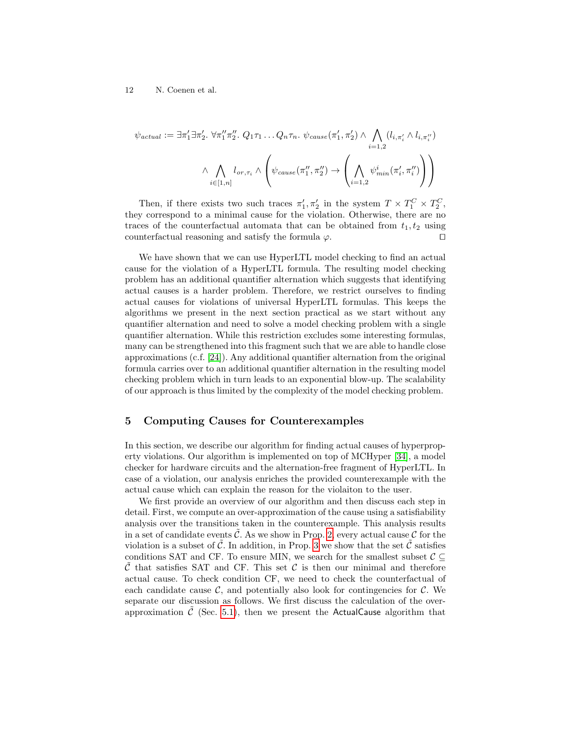$$\psi_{actual} := \exists \pi'_1 \exists \pi'_2.\ \forall \pi''_1 \pi''_2.\ Q_1 \tau_1 \dots Q_n \tau_n.\ \psi_{cause}(\pi'_1, \pi'_2) \wedge \bigwedge_{i=1,2} (l_{i,\pi'_i} \wedge l_{i,\pi''_i}) \\ \wedge \bigwedge_{i \in [1,n]} l_{or,\tau_i} \wedge \left( \psi_{cause}(\pi''_1, \pi''_2) \rightarrow \left( \bigwedge_{i=1,2} \psi^i_{min}(\pi'_i, \pi''_i) \right) \right)$$

Then, if there exists two such traces $\pi'_1, \pi'_2$ in the system $T \times T^C_1 \times T^C_2$, they correspond to a minimal cause for the violation. Otherwise, there are no traces of the counterfactual automata that can be obtained from $t_1, t_2$ using counterfactual reasoning and satisfy the formula $\varphi$. ◻

We have shown that we can use HyperLTL model checking to find an actual cause for the violation of a HyperLTL formula. The resulting model checking problem has an additional quantifier alternation which suggests that identifying actual causes is a harder problem. Therefore, we restrict ourselves to finding actual causes for violations of universal HyperLTL formulas. This keeps the algorithms we present in the next section practical as we start without any quantifier alternation and need to solve a model checking problem with a single quantifier alternation. While this restriction excludes some interesting formulas, many can be strengthened into this fragment such that we are able to handle close approximations (c.f. [24]). Any additional quantifier alternation from the original formula carries over to an additional quantifier alternation in the resulting model checking problem which in turn leads to an exponential blow-up. The scalability of our approach is thus limited by the complexity of the model checking problem.

## 5 Computing Causes for Counterexamples

In this section, we describe our algorithm for finding actual causes of hyperproperty violations. Our algorithm is implemented on top of MCHyper [34], a model checker for hardware circuits and the alternation-free fragment of HyperLTL. In case of a violation, our analysis enriches the provided counterexample with the actual cause which can explain the reason for the violaiton to the user.

We first provide an overview of our algorithm and then discuss each step in detail. First, we compute an over-approximation of the cause using a satisfiability analysis over the transitions taken in the counterexample. This analysis results in a set of candidate events $\tilde{\mathcal{C}}$. As we show in Prop. 2, every actual cause $\mathcal{C}$ for the violation is a subset of $\tilde{\mathcal{C}}$. In addition, in Prop. 3 we show that the set $\tilde{\mathcal{C}}$ satisfies conditions SAT and CF. To ensure MIN, we search for the smallest subset $\mathcal{C} \subseteq \tilde{\mathcal{C}}$ that satisfies SAT and CF. This set $\mathcal{C}$ is then our minimal and therefore actual cause. To check condition CF, we need to check the counterfactual of each candidate cause $\mathcal{C}$, and potentially also look for contingencies for $\mathcal{C}$. We separate our discussion as follows. We first discuss the calculation of the over-approximation $\tilde{\mathcal{C}}$ (Sec. 5.1), then we present the ActualCause algorithm that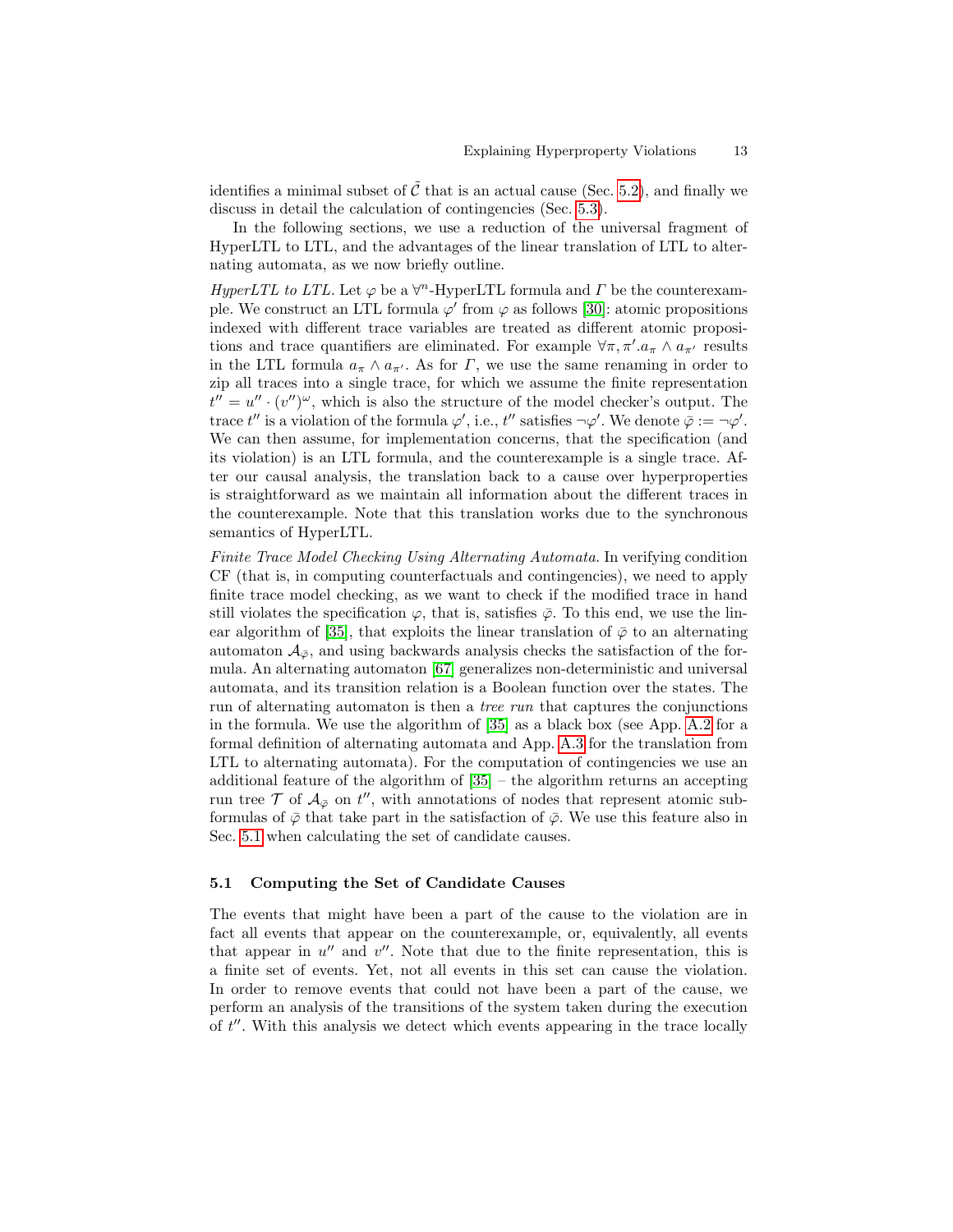identifies a minimal subset of $\tilde{\mathcal{C}}$ that is an actual cause (Sec. 5.2), and finally we discuss in detail the calculation of contingencies (Sec. 5.3).

In the following sections, we use a reduction of the universal fragment of HyperLTL to LTL, and the advantages of the linear translation of LTL to alternating automata, as we now briefly outline.

*HyperLTL to LTL.* Let $\varphi$ be a $\forall^n$-HyperLTL formula and $\Gamma$ be the counterexample. We construct an LTL formula $\varphi'$ from $\varphi$ as follows [30]: atomic propositions indexed with different trace variables are treated as different atomic propositions and trace quantifiers are eliminated. For example $\forall \pi, \pi'. a_\pi \wedge a_{\pi'}$ results in the LTL formula $a_\pi \wedge a_{\pi'}$. As for $\Gamma$, we use the same renaming in order to zip all traces into a single trace, for which we assume the finite representation $t'' = u'' \cdot (v'')^\omega$, which is also the structure of the model checker's output. The trace $t''$ is a violation of the formula $\varphi'$, i.e., $t''$ satisfies $\neg\varphi'$. We denote $\bar{\varphi} := \neg\varphi'$. We can then assume, for implementation concerns, that the specification (and its violation) is an LTL formula, and the counterexample is a single trace. After our causal analysis, the translation back to a cause over hyperproperties is straightforward as we maintain all information about the different traces in the counterexample. Note that this translation works due to the synchronous semantics of HyperLTL.

*Finite Trace Model Checking Using Alternating Automata.* In verifying condition CF (that is, in computing counterfactuals and contingencies), we need to apply finite trace model checking, as we want to check if the modified trace in hand still violates the specification $\varphi$, that is, satisfies $\bar{\varphi}$. To this end, we use the linear algorithm of [35], that exploits the linear translation of $\bar{\varphi}$ to an alternating automaton $\mathcal{A}_{\bar{\varphi}}$, and using backwards analysis checks the satisfaction of the formula. An alternating automaton [67] generalizes non-deterministic and universal automata, and its transition relation is a Boolean function over the states. The run of alternating automaton is then a *tree run* that captures the conjunctions in the formula. We use the algorithm of [35] as a black box (see App. A.2 for a formal definition of alternating automata and App. A.3 for the translation from LTL to alternating automata). For the computation of contingencies we use an additional feature of the algorithm of [35] – the algorithm returns an accepting run tree $\mathcal{T}$ of $\mathcal{A}_{\bar{\varphi}}$ on $t''$, with annotations of nodes that represent atomic subformulas of $\bar{\varphi}$ that take part in the satisfaction of $\bar{\varphi}$. We use this feature also in Sec. 5.1 when calculating the set of candidate causes.

### 5.1 Computing the Set of Candidate Causes

The events that might have been a part of the cause to the violation are in fact all events that appear on the counterexample, or, equivalently, all events that appear in $u''$ and $v''$. Note that due to the finite representation, this is a finite set of events. Yet, not all events in this set can cause the violation. In order to remove events that could not have been a part of the cause, we perform an analysis of the transitions of the system taken during the execution of $t''$. With this analysis we detect which events appearing in the trace locally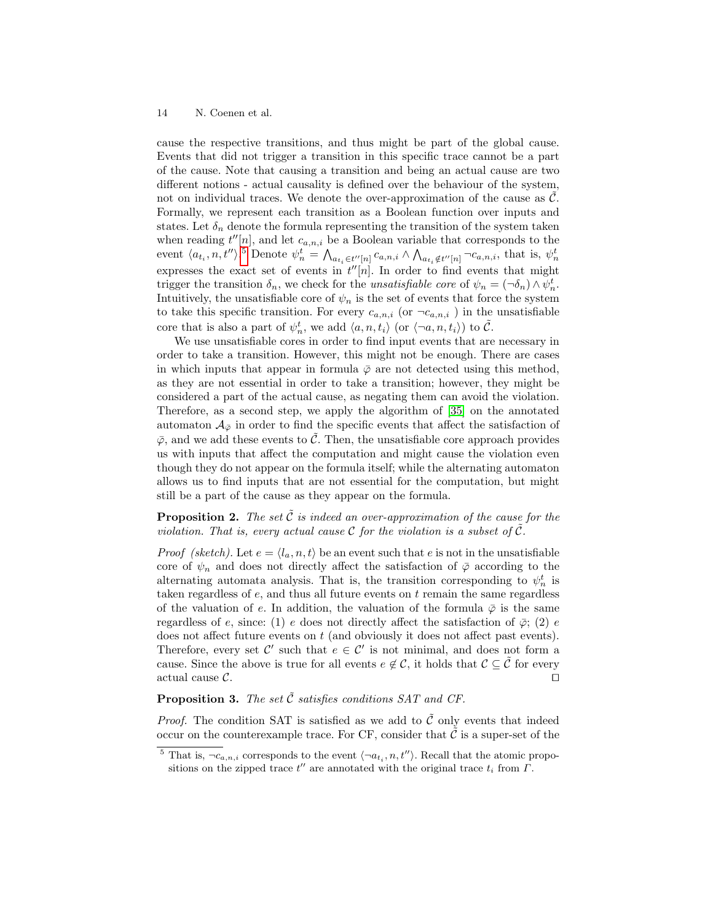cause the respective transitions, and thus might be part of the global cause. Events that did not trigger a transition in this specific trace cannot be a part of the cause. Note that causing a transition and being an actual cause are two different notions - actual causality is defined over the behaviour of the system, not on individual traces. We denote the over-approximation of the cause as $\tilde{\mathcal{C}}$. Formally, we represent each transition as a Boolean function over inputs and states. Let $\delta_n$ denote the formula representing the transition of the system taken when reading $t''[n]$, and let $c_{a,n,i}$ be a Boolean variable that corresponds to the event $\langle a_{t_i}, n, t'' \rangle$.[5] Denote $\psi_n^t = \bigwedge_{a_{t_i} \in t''[n]} c_{a,n,i} \wedge \bigwedge_{a_{t_i} \notin t''[n]} \neg c_{a,n,i}$, that is, $\psi_n^t$ expresses the exact set of events in $t''[n]$. In order to find events that might trigger the transition $\delta_n$, we check for the *unsatisfiable core* of $\psi_n = (\neg\delta_n) \wedge \psi_n^t$. Intuitively, the unsatisfiable core of $\psi_n$ is the set of events that force the system to take this specific transition. For every $c_{a,n,i}$ (or $\neg c_{a,n,i}$ ) in the unsatisfiable core that is also a part of $\psi_n^t$, we add $\langle a, n, t_i \rangle$ (or $\langle \neg a, n, t_i \rangle$) to $\tilde{\mathcal{C}}$.

We use unsatisfiable cores in order to find input events that are necessary in order to take a transition. However, this might not be enough. There are cases in which inputs that appear in formula $\bar{\varphi}$ are not detected using this method, as they are not essential in order to take a transition; however, they might be considered a part of the actual cause, as negating them can avoid the violation. Therefore, as a second step, we apply the algorithm of [35] on the annotated automaton $\mathcal{A}_{\bar{\varphi}}$ in order to find the specific events that affect the satisfaction of $\bar{\varphi}$, and we add these events to $\tilde{\mathcal{C}}$. Then, the unsatisfiable core approach provides us with inputs that affect the computation and might cause the violation even though they do not appear on the formula itself; while the alternating automaton allows us to find inputs that are not essential for the computation, but might still be a part of the cause as they appear on the formula.

**Proposition 2.** *The set $\tilde{\mathcal{C}}$ is indeed an over-approximation of the cause for the violation. That is, every actual cause $\mathcal{C}$ for the violation is a subset of $\tilde{\mathcal{C}}$.*

*Proof (sketch).* Let $e = \langle l_a, n, t \rangle$ be an event such that $e$ is not in the unsatisfiable core of $\psi_n$ and does not directly affect the satisfaction of $\bar{\varphi}$ according to the alternating automata analysis. That is, the transition corresponding to $\psi_n^t$ is taken regardless of $e$, and thus all future events on $t$ remain the same regardless of the valuation of $e$. In addition, the valuation of the formula $\bar{\varphi}$ is the same regardless of $e$, since: (1) $e$ does not directly affect the satisfaction of $\bar{\varphi}$; (2) $e$ does not affect future events on $t$ (and obviously it does not affect past events). Therefore, every set $\mathcal{C}'$ such that $e \in \mathcal{C}'$ is not minimal, and does not form a cause. Since the above is true for all events $e \notin \mathcal{C}$, it holds that $\mathcal{C} \subseteq \tilde{\mathcal{C}}$ for every actual cause $\mathcal{C}$. ◻

**Proposition 3.** *The set $\tilde{\mathcal{C}}$ satisfies conditions SAT and CF.*

*Proof.* The condition SAT is satisfied as we add to $\tilde{\mathcal{C}}$ only events that indeed occur on the counterexample trace. For CF, consider that $\tilde{\mathcal{C}}$ is a super-set of the

[5] That is, $\neg c_{a,n,i}$ corresponds to the event $\langle \neg a_{t_i}, n, t'' \rangle$. Recall that the atomic propositions on the zipped trace $t''$ are annotated with the original trace $t_i$ from $\Gamma$.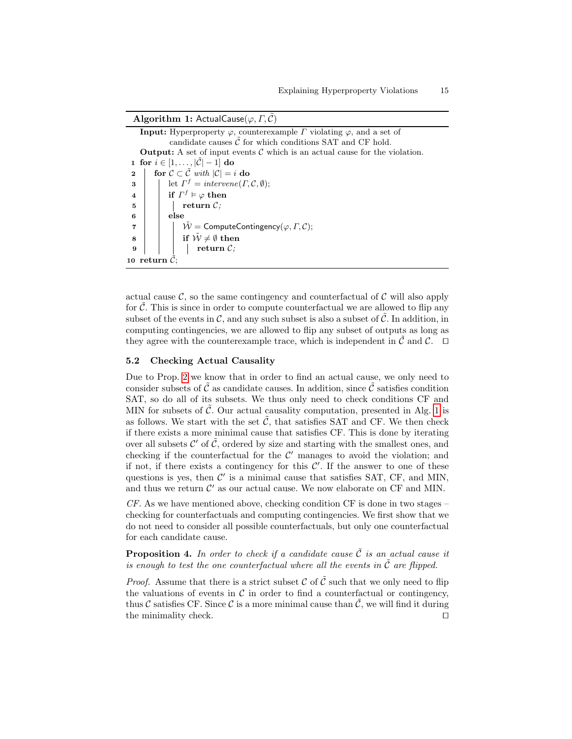**Algorithm 1:** $\mathsf{ActualCause}(\varphi, \Gamma, \tilde{\mathcal{C}})$

```
   Input: Hyperproperty φ, counterexample Γ violating φ, and a set of
          candidate causes C̃ for which conditions SAT and CF hold.
   Output: A set of input events C which is an actual cause for the violation.
1  for i ∈ [1, ..., |C̃| − 1] do
2      for C ⊂ C̃ with |C| = i do
3          let Γ^f = intervene(Γ, C, ∅);
4          if Γ^f ⊨ φ then
5              return C;
6          else
7              W̃ = ComputeContingency(φ, Γ, C);
8              if W̃ ≠ ∅ then
9                  return C;
10 return C̃;
```

actual cause $\mathcal{C}$, so the same contingency and counterfactual of $\mathcal{C}$ will also apply for $\tilde{\mathcal{C}}$. This is since in order to compute counterfactual we are allowed to flip any subset of the events in $\mathcal{C}$, and any such subset is also a subset of $\tilde{\mathcal{C}}$. In addition, in computing contingencies, we are allowed to flip any subset of outputs as long as they agree with the counterexample trace, which is independent in $\tilde{\mathcal{C}}$ and $\mathcal{C}$. $\square$

### 5.2 Checking Actual Causality

Due to Prop. 2 we know that in order to find an actual cause, we only need to consider subsets of $\tilde{\mathcal{C}}$ as candidate causes. In addition, since $\tilde{\mathcal{C}}$ satisfies condition SAT, so do all of its subsets. We thus only need to check conditions CF and MIN for subsets of $\tilde{\mathcal{C}}$. Our actual causality computation, presented in Alg. 1 is as follows. We start with the set $\tilde{\mathcal{C}}$, that satisfies SAT and CF. We then check if there exists a more minimal cause that satisfies CF. This is done by iterating over all subsets $\mathcal{C}'$ of $\tilde{\mathcal{C}}$, ordered by size and starting with the smallest ones, and checking if the counterfactual for the $\mathcal{C}'$ manages to avoid the violation; and if not, if there exists a contingency for this $\mathcal{C}'$. If the answer to one of these questions is yes, then $\mathcal{C}'$ is a minimal cause that satisfies SAT, CF, and MIN, and thus we return $\mathcal{C}'$ as our actual cause. We now elaborate on CF and MIN.

*CF.* As we have mentioned above, checking condition CF is done in two stages – checking for counterfactuals and computing contingencies. We first show that we do not need to consider all possible counterfactuals, but only one counterfactual for each candidate cause.

**Proposition 4.** *In order to check if a candidate cause $\tilde{\mathcal{C}}$ is an actual cause it is enough to test the one counterfactual where all the events in $\tilde{\mathcal{C}}$ are flipped.*

*Proof.* Assume that there is a strict subset $\mathcal{C}$ of $\tilde{\mathcal{C}}$ such that we only need to flip the valuations of events in $\mathcal{C}$ in order to find a counterfactual or contingency, thus $\mathcal{C}$ satisfies CF. Since $\mathcal{C}$ is a more minimal cause than $\tilde{\mathcal{C}}$, we will find it during the minimality check. $\square$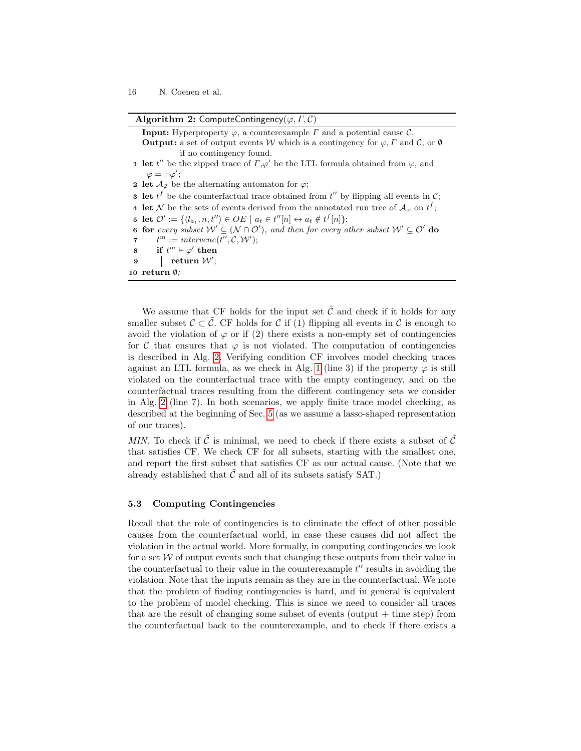**Algorithm 2:** ComputeContingency($\varphi, \Gamma, \mathcal{C}$)

**Input:** Hyperproperty $\varphi$, a counterexample $\Gamma$ and a potential cause $\mathcal{C}$.
**Output:** a set of output events $\mathcal{W}$ which is a contingency for $\varphi, \Gamma$ and $\mathcal{C}$, or $\emptyset$ if no contingency found.

```
1  let t'' be the zipped trace of Γ, φ' be the LTL formula obtained from φ, and
     φ̄ = ¬φ';
2  let A_φ̄ be the alternating automaton for φ̄;
3  let t^f be the counterfactual trace obtained from t'' by flipping all events in C;
4  let N be the sets of events derived from the annotated run tree of A_φ̄ on t^f;
5  let O' := {⟨l_{a_t}, n, t''⟩ ∈ OE | a_t ∈ t''[n] ↔ a_t ∉ t^f[n]};
6  for every subset W' ⊆ (N ∩ O'), and then for every other subset W' ⊆ O' do
7      t^m := intervene(t'', C, W');
8      if t^m ⊨ φ' then
9          return W';
10 return ∅;
```

We assume that CF holds for the input set $\tilde{\mathcal{C}}$ and check if it holds for any smaller subset $\mathcal{C} \subset \tilde{\mathcal{C}}$. CF holds for $\mathcal{C}$ if (1) flipping all events in $\mathcal{C}$ is enough to avoid the violation of $\varphi$ or if (2) there exists a non-empty set of contingencies for $\mathcal{C}$ that ensures that $\varphi$ is not violated. The computation of contingencies is described in Alg. 2. Verifying condition CF involves model checking traces against an LTL formula, as we check in Alg. 1 (line 3) if the property $\varphi$ is still violated on the counterfactual trace with the empty contingency, and on the counterfactual traces resulting from the different contingency sets we consider in Alg. 2 (line 7). In both scenarios, we apply finite trace model checking, as described at the beginning of Sec. 5 (as we assume a lasso-shaped representation of our traces).

*MIN.* To check if $\tilde{\mathcal{C}}$ is minimal, we need to check if there exists a subset of $\tilde{\mathcal{C}}$ that satisfies CF. We check CF for all subsets, starting with the smallest one, and report the first subset that satisfies CF as our actual cause. (Note that we already established that $\tilde{\mathcal{C}}$ and all of its subsets satisfy SAT.)

### 5.3 Computing Contingencies

Recall that the role of contingencies is to eliminate the effect of other possible causes from the counterfactual world, in case these causes did not affect the violation in the actual world. More formally, in computing contingencies we look for a set $\mathcal{W}$ of output events such that changing these outputs from their value in the counterfactual to their value in the counterexample $t''$ results in avoiding the violation. Note that the inputs remain as they are in the counterfactual. We note that the problem of finding contingencies is hard, and in general is equivalent to the problem of model checking. This is since we need to consider all traces that are the result of changing some subset of events (output + time step) from the counterfactual back to the counterexample, and to check if there exists a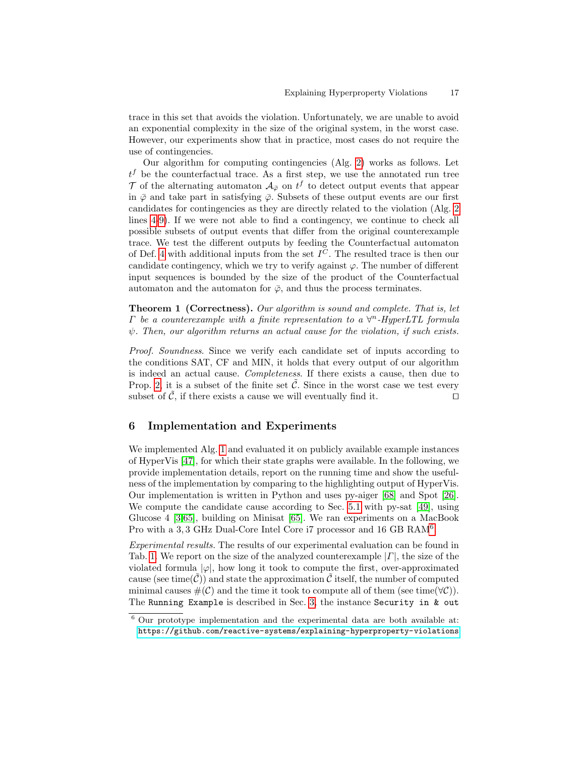trace in this set that avoids the violation. Unfortunately, we are unable to avoid an exponential complexity in the size of the original system, in the worst case. However, our experiments show that in practice, most cases do not require the use of contingencies.

Our algorithm for computing contingencies (Alg. 2) works as follows. Let $t^f$ be the counterfactual trace. As a first step, we use the annotated run tree $\mathcal{T}$ of the alternating automaton $\mathcal{A}_{\bar{\varphi}}$ on $t^f$ to detect output events that appear in $\bar{\varphi}$ and take part in satisfying $\bar{\varphi}$. Subsets of these output events are our first candidates for contingencies as they are directly related to the violation (Alg. 2 lines 4-9). If we were not able to find a contingency, we continue to check all possible subsets of output events that differ from the original counterexample trace. We test the different outputs by feeding the Counterfactual automaton of Def. 4 with additional inputs from the set $I^C$. The resulted trace is then our candidate contingency, which we try to verify against $\varphi$. The number of different input sequences is bounded by the size of the product of the Counterfactual automaton and the automaton for $\bar{\varphi}$, and thus the process terminates.

**Theorem 1 (Correctness).** *Our algorithm is sound and complete. That is, let $\Gamma$ be a counterexample with a finite representation to a $\forall^n$-HyperLTL formula $\psi$. Then, our algorithm returns an actual cause for the violation, if such exists.*

*Proof. Soundness.* Since we verify each candidate set of inputs according to the conditions SAT, CF and MIN, it holds that every output of our algorithm is indeed an actual cause. *Completeness.* If there exists a cause, then due to Prop. 2, it is a subset of the finite set $\tilde{\mathcal{C}}$. Since in the worst case we test every subset of $\tilde{\mathcal{C}}$, if there exists a cause we will eventually find it. □

## 6 Implementation and Experiments

We implemented Alg. 1 and evaluated it on publicly available example instances of HyperVis [47], for which their state graphs were available. In the following, we provide implementation details, report on the running time and show the usefulness of the implementation by comparing to the highlighting output of HyperVis. Our implementation is written in Python and uses py-aiger [68] and Spot [26]. We compute the candidate cause according to Sec. 5.1 with py-sat [49], using Glucose 4 [3,65], building on Minisat [65]. We ran experiments on a MacBook Pro with a 3,3 GHz Dual-Core Intel Core i7 processor and 16 GB RAM[6].

*Experimental results.* The results of our experimental evaluation can be found in Tab. 1. We report on the size of the analyzed counterexample $|\Gamma|$, the size of the violated formula $|\varphi|$, how long it took to compute the first, over-approximated cause (see time($\tilde{\mathcal{C}}$)) and state the approximation $\tilde{\mathcal{C}}$ itself, the number of computed minimal causes $\#(\mathcal{C})$ and the time it took to compute all of them (see time($\forall\mathcal{C}$)). The `Running Example` is described in Sec. 3, the instance `Security in & out`

[6] Our prototype implementation and the experimental data are both available at: https://github.com/reactive-systems/explaining-hyperproperty-violations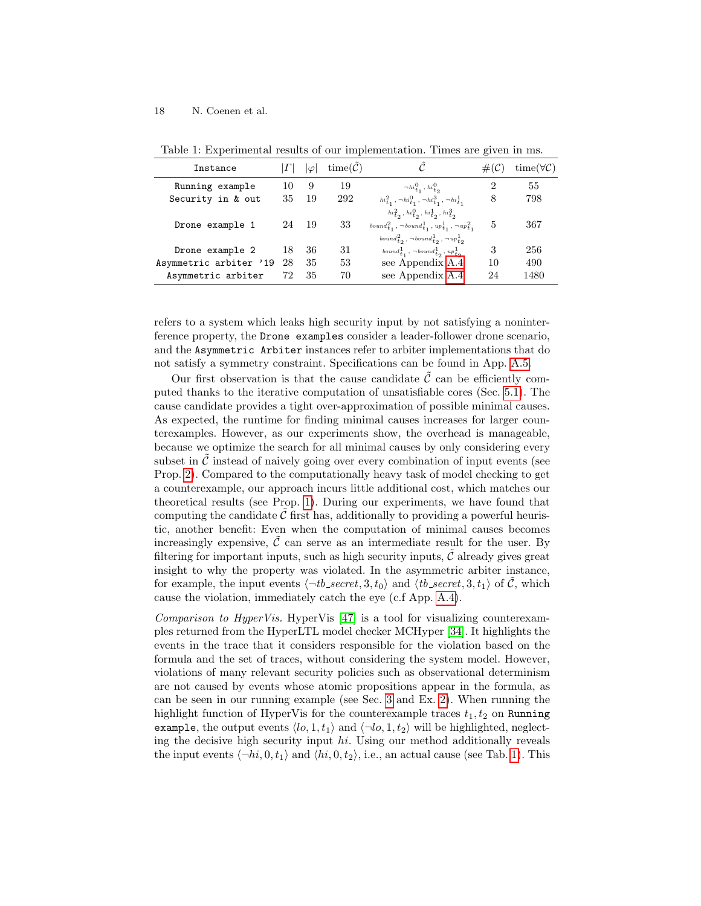Table 1: Experimental results of our implementation. Times are given in ms.

| Instance | $\|\Gamma\|$ | $\|\varphi\|$ | time($\tilde{\mathcal{C}}$) | $\tilde{\mathcal{C}}$ | #($\mathcal{C}$) | time($\forall\mathcal{C}$) |
|---|---|---|---|---|---|---|
| `Running example` | 10 | 9 | 19 | $\neg hi^0_{t_1}, hi^0_{t_2}$ | 2 | 55 |
| `Security in & out` | 35 | 19 | 292 | $hi^2_{t_1}, \neg hi^0_{t_1}, \neg hi^3_{t_1}, \neg hi^1_{t_1}$ $hi^2_{t_2}, hi^0_{t_2}, hi^1_{t_2}, hi^3_{t_2}$ | 8 | 798 |
| `Drone example 1` | 24 | 19 | 33 | $bound^2_{t_1}, \neg bound^1_{t_1}, up^1_{t_1}, \neg up^2_{t_1}$ $bound^2_{t_2}, \neg bound^1_{t_2}, \neg up^1_{t_2}$ | 5 | 367 |
| `Drone example 2` | 18 | 36 | 31 | $bound^1_{t_1}, \neg bound^1_{t_2}, up^1_{t_2}$ | 3 | 256 |
| `Asymmetric arbiter '19` | 28 | 35 | 53 | see Appendix A.4 | 10 | 490 |
| `Asymmetric arbiter` | 72 | 35 | 70 | see Appendix A.4 | 24 | 1480 |

refers to a system which leaks high security input by not satisfying a noninterference property, the `Drone examples` consider a leader-follower drone scenario, and the `Asymmetric Arbiter` instances refer to arbiter implementations that do not satisfy a symmetry constraint. Specifications can be found in App. A.5.

Our first observation is that the cause candidate $\tilde{\mathcal{C}}$ can be efficiently computed thanks to the iterative computation of unsatisfiable cores (Sec. 5.1). The cause candidate provides a tight over-approximation of possible minimal causes. As expected, the runtime for finding minimal causes increases for larger counterexamples. However, as our experiments show, the overhead is manageable, because we optimize the search for all minimal causes by only considering every subset in $\tilde{\mathcal{C}}$ instead of naively going over every combination of input events (see Prop. 2). Compared to the computationally heavy task of model checking to get a counterexample, our approach incurs little additional cost, which matches our theoretical results (see Prop. 1). During our experiments, we have found that computing the candidate $\tilde{\mathcal{C}}$ first has, additionally to providing a powerful heuristic, another benefit: Even when the computation of minimal causes becomes increasingly expensive, $\tilde{\mathcal{C}}$ can serve as an intermediate result for the user. By filtering for important inputs, such as high security inputs, $\tilde{\mathcal{C}}$ already gives great insight to why the property was violated. In the asymmetric arbiter instance, for example, the input events $\langle \neg tb\_secret, 3, t_0\rangle$ and $\langle tb\_secret, 3, t_1\rangle$ of $\tilde{\mathcal{C}}$, which cause the violation, immediately catch the eye (c.f App. A.4).

*Comparison to HyperVis.* HyperVis [47] is a tool for visualizing counterexamples returned from the HyperLTL model checker MCHyper [34]. It highlights the events in the trace that it considers responsible for the violation based on the formula and the set of traces, without considering the system model. However, violations of many relevant security policies such as observational determinism are not caused by events whose atomic propositions appear in the formula, as can be seen in our running example (see Sec. 3 and Ex. 2). When running the highlight function of HyperVis for the counterexample traces $t_1, t_2$ on `Running example`, the output events $\langle lo, 1, t_1\rangle$ and $\langle \neg lo, 1, t_2\rangle$ will be highlighted, neglecting the decisive high security input $hi$. Using our method additionally reveals the input events $\langle \neg hi, 0, t_1\rangle$ and $\langle hi, 0, t_2\rangle$, i.e., an actual cause (see Tab. 1). This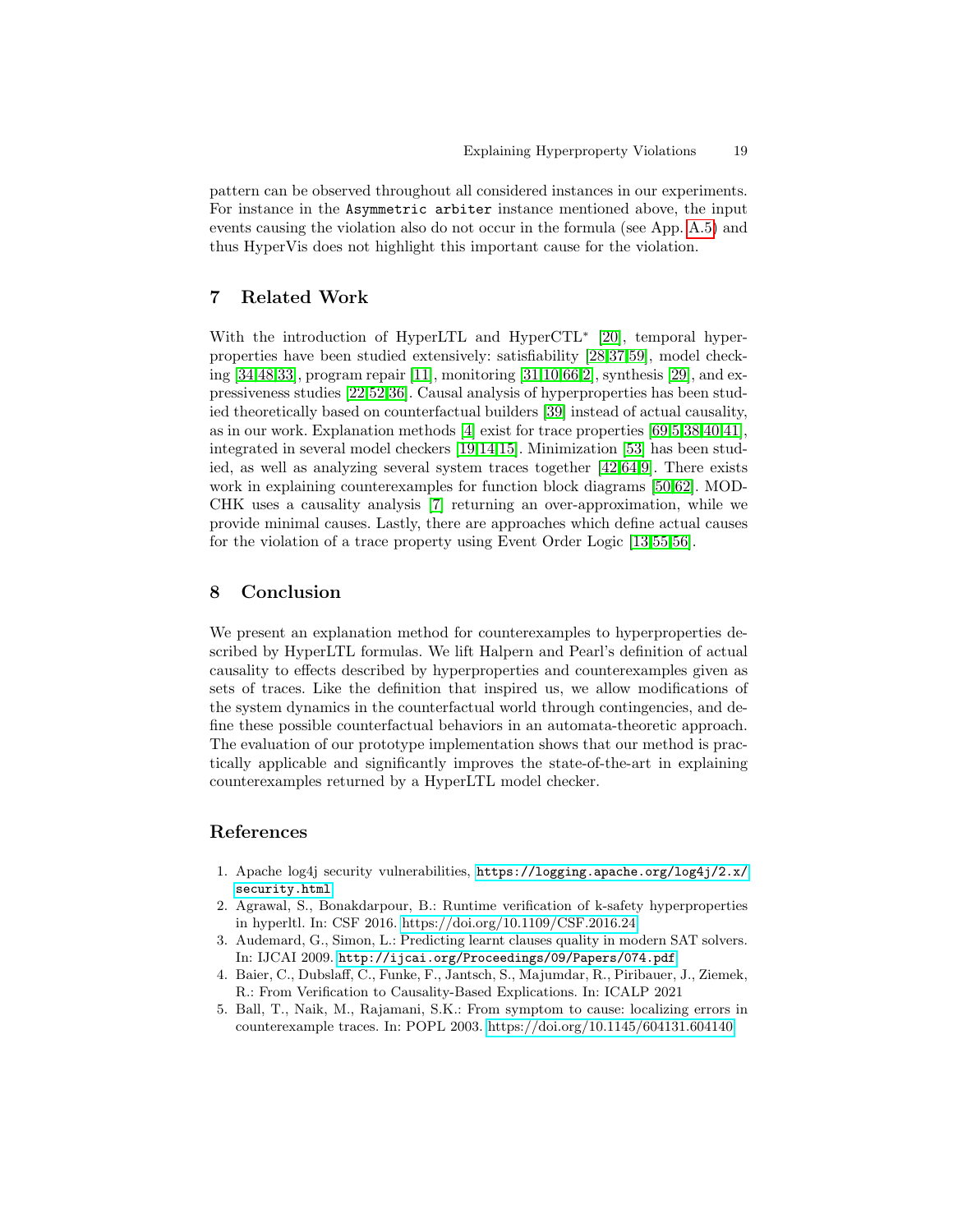pattern can be observed throughout all considered instances in our experiments. For instance in the `Asymmetric arbiter` instance mentioned above, the input events causing the violation also do not occur in the formula (see App. A.5) and thus HyperVis does not highlight this important cause for the violation.

## 7 Related Work

With the introduction of HyperLTL and HyperCTL$^*$ [20], temporal hyperproperties have been studied extensively: satisfiability [28,37,59], model checking [34,48,33], program repair [11], monitoring [31,10,66,2], synthesis [29], and expressiveness studies [22,52,36]. Causal analysis of hyperproperties has been studied theoretically based on counterfactual builders [39] instead of actual causality, as in our work. Explanation methods [4] exist for trace properties [69,5,38,40,41], integrated in several model checkers [19,14,15]. Minimization [53] has been studied, as well as analyzing several system traces together [42,64,9]. There exists work in explaining counterexamples for function block diagrams [50,62]. MODCHK uses a causality analysis [7] returning an over-approximation, while we provide minimal causes. Lastly, there are approaches which define actual causes for the violation of a trace property using Event Order Logic [13,55,56].

## 8 Conclusion

We present an explanation method for counterexamples to hyperproperties described by HyperLTL formulas. We lift Halpern and Pearl's definition of actual causality to effects described by hyperproperties and counterexamples given as sets of traces. Like the definition that inspired us, we allow modifications of the system dynamics in the counterfactual world through contingencies, and define these possible counterfactual behaviors in an automata-theoretic approach. The evaluation of our prototype implementation shows that our method is practically applicable and significantly improves the state-of-the-art in explaining counterexamples returned by a HyperLTL model checker.

## References

1. Apache log4j security vulnerabilities, `https://logging.apache.org/log4j/2.x/security.html`
2. Agrawal, S., Bonakdarpour, B.: Runtime verification of k-safety hyperproperties in hyperltl. In: CSF 2016. https://doi.org/10.1109/CSF.2016.24
3. Audemard, G., Simon, L.: Predicting learnt clauses quality in modern SAT solvers. In: IJCAI 2009. `http://ijcai.org/Proceedings/09/Papers/074.pdf`
4. Baier, C., Dubslaff, C., Funke, F., Jantsch, S., Majumdar, R., Piribauer, J., Ziemek, R.: From Verification to Causality-Based Explications. In: ICALP 2021
5. Ball, T., Naik, M., Rajamani, S.K.: From symptom to cause: localizing errors in counterexample traces. In: POPL 2003. https://doi.org/10.1145/604131.604140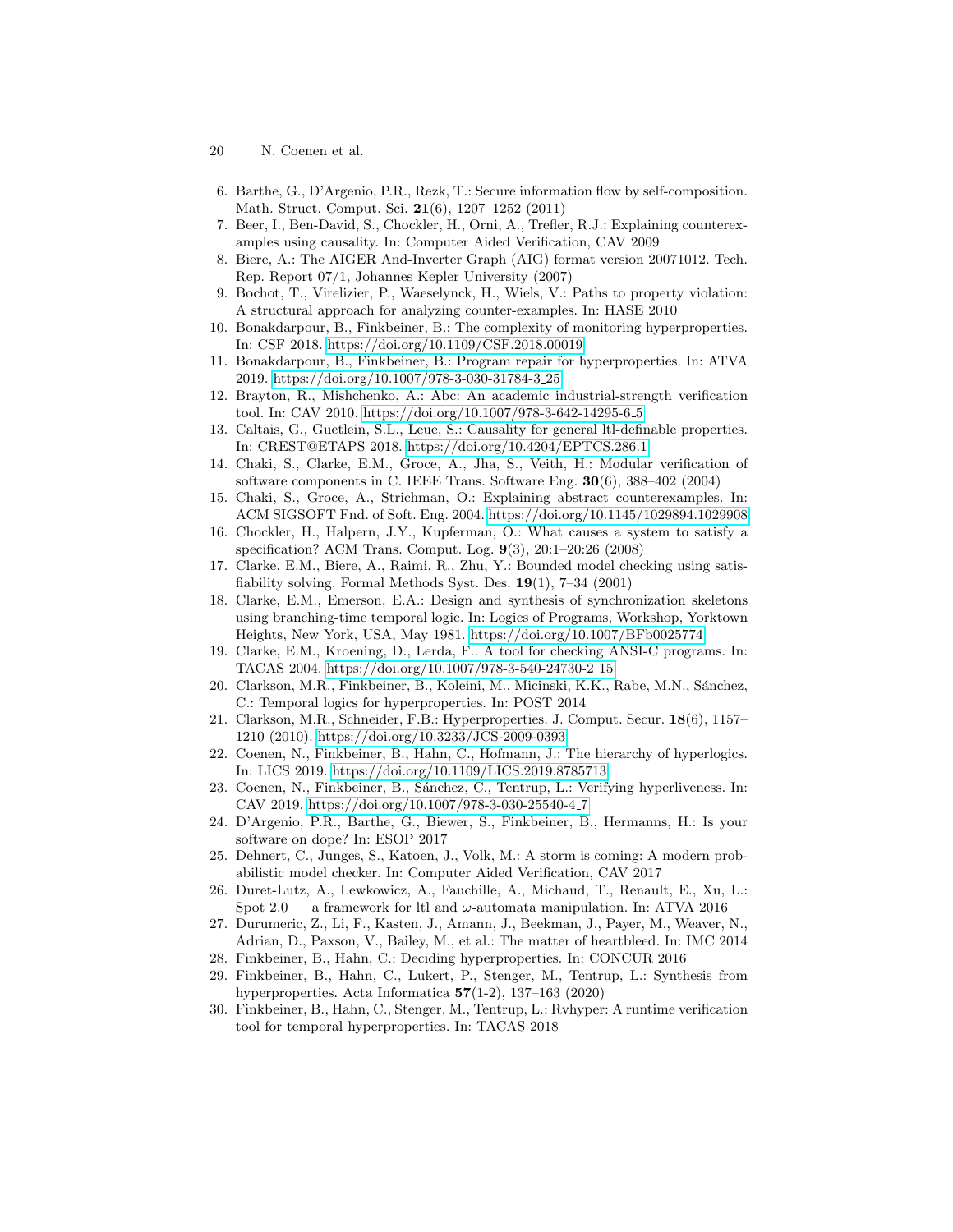6. Barthe, G., D'Argenio, P.R., Rezk, T.: Secure information flow by self-composition. Math. Struct. Comput. Sci. **21**(6), 1207–1252 (2011)
7. Beer, I., Ben-David, S., Chockler, H., Orni, A., Trefler, R.J.: Explaining counterexamples using causality. In: Computer Aided Verification, CAV 2009
8. Biere, A.: The AIGER And-Inverter Graph (AIG) format version 20071012. Tech. Rep. Report 07/1, Johannes Kepler University (2007)
9. Bochot, T., Virelizier, P., Waeselynck, H., Wiels, V.: Paths to property violation: A structural approach for analyzing counter-examples. In: HASE 2010
10. Bonakdarpour, B., Finkbeiner, B.: The complexity of monitoring hyperproperties. In: CSF 2018. https://doi.org/10.1109/CSF.2018.00019
11. Bonakdarpour, B., Finkbeiner, B.: Program repair for hyperproperties. In: ATVA 2019. https://doi.org/10.1007/978-3-030-31784-3_25
12. Brayton, R., Mishchenko, A.: Abc: An academic industrial-strength verification tool. In: CAV 2010. https://doi.org/10.1007/978-3-642-14295-6_5
13. Caltais, G., Guetlein, S.L., Leue, S.: Causality for general ltl-definable properties. In: CREST@ETAPS 2018. https://doi.org/10.4204/EPTCS.286.1
14. Chaki, S., Clarke, E.M., Groce, A., Jha, S., Veith, H.: Modular verification of software components in C. IEEE Trans. Software Eng. **30**(6), 388–402 (2004)
15. Chaki, S., Groce, A., Strichman, O.: Explaining abstract counterexamples. In: ACM SIGSOFT Fnd. of Soft. Eng. 2004. https://doi.org/10.1145/1029894.1029908
16. Chockler, H., Halpern, J.Y., Kupferman, O.: What causes a system to satisfy a specification? ACM Trans. Comput. Log. **9**(3), 20:1–20:26 (2008)
17. Clarke, E.M., Biere, A., Raimi, R., Zhu, Y.: Bounded model checking using satisfiability solving. Formal Methods Syst. Des. **19**(1), 7–34 (2001)
18. Clarke, E.M., Emerson, E.A.: Design and synthesis of synchronization skeletons using branching-time temporal logic. In: Logics of Programs, Workshop, Yorktown Heights, New York, USA, May 1981. https://doi.org/10.1007/BFb0025774
19. Clarke, E.M., Kroening, D., Lerda, F.: A tool for checking ANSI-C programs. In: TACAS 2004. https://doi.org/10.1007/978-3-540-24730-2_15
20. Clarkson, M.R., Finkbeiner, B., Koleini, M., Micinski, K.K., Rabe, M.N., Sánchez, C.: Temporal logics for hyperproperties. In: POST 2014
21. Clarkson, M.R., Schneider, F.B.: Hyperproperties. J. Comput. Secur. **18**(6), 1157–1210 (2010). https://doi.org/10.3233/JCS-2009-0393
22. Coenen, N., Finkbeiner, B., Hahn, C., Hofmann, J.: The hierarchy of hyperlogics. In: LICS 2019. https://doi.org/10.1109/LICS.2019.8785713
23. Coenen, N., Finkbeiner, B., Sánchez, C., Tentrup, L.: Verifying hyperliveness. In: CAV 2019. https://doi.org/10.1007/978-3-030-25540-4_7
24. D'Argenio, P.R., Barthe, G., Biewer, S., Finkbeiner, B., Hermanns, H.: Is your software on dope? In: ESOP 2017
25. Dehnert, C., Junges, S., Katoen, J., Volk, M.: A storm is coming: A modern probabilistic model checker. In: Computer Aided Verification, CAV 2017
26. Duret-Lutz, A., Lewkowicz, A., Fauchille, A., Michaud, T., Renault, E., Xu, L.: Spot 2.0 — a framework for ltl and ω-automata manipulation. In: ATVA 2016
27. Durumeric, Z., Li, F., Kasten, J., Amann, J., Beekman, J., Payer, M., Weaver, N., Adrian, D., Paxson, V., Bailey, M., et al.: The matter of heartbleed. In: IMC 2014
28. Finkbeiner, B., Hahn, C.: Deciding hyperproperties. In: CONCUR 2016
29. Finkbeiner, B., Hahn, C., Lukert, P., Stenger, M., Tentrup, L.: Synthesis from hyperproperties. Acta Informatica **57**(1-2), 137–163 (2020)
30. Finkbeiner, B., Hahn, C., Stenger, M., Tentrup, L.: Rvhyper: A runtime verification tool for temporal hyperproperties. In: TACAS 2018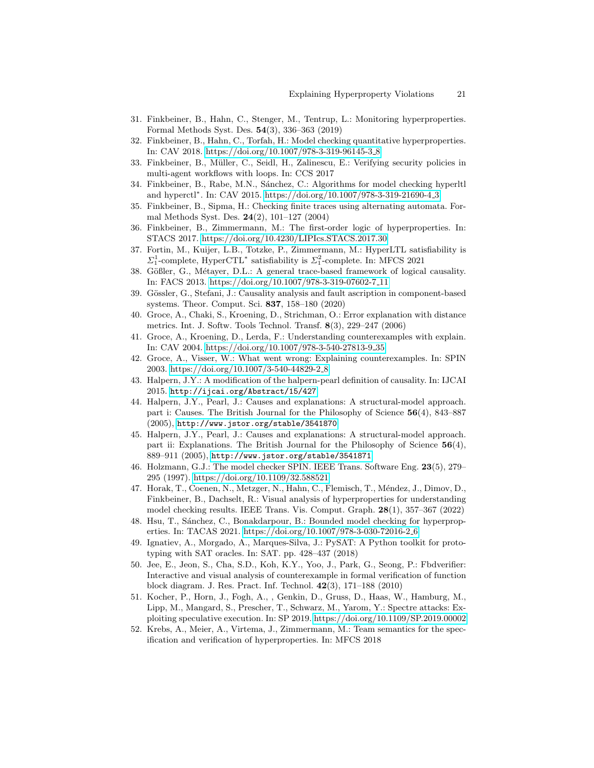31. Finkbeiner, B., Hahn, C., Stenger, M., Tentrup, L.: Monitoring hyperproperties. Formal Methods Syst. Des. **54**(3), 336–363 (2019)
32. Finkbeiner, B., Hahn, C., Torfah, H.: Model checking quantitative hyperproperties. In: CAV 2018. https://doi.org/10.1007/978-3-319-96145-3_8
33. Finkbeiner, B., Müller, C., Seidl, H., Zalinescu, E.: Verifying security policies in multi-agent workflows with loops. In: CCS 2017
34. Finkbeiner, B., Rabe, M.N., Sánchez, C.: Algorithms for model checking hyperltl and hyperctl$^*$. In: CAV 2015. https://doi.org/10.1007/978-3-319-21690-4_3
35. Finkbeiner, B., Sipma, H.: Checking finite traces using alternating automata. Formal Methods Syst. Des. **24**(2), 101–127 (2004)
36. Finkbeiner, B., Zimmermann, M.: The first-order logic of hyperproperties. In: STACS 2017. https://doi.org/10.4230/LIPIcs.STACS.2017.30
37. Fortin, M., Kuijer, L.B., Totzke, P., Zimmermann, M.: HyperLTL satisfiability is $\Sigma_1^1$-complete, HyperCTL$^*$ satisfiability is $\Sigma_1^2$-complete. In: MFCS 2021
38. Gößler, G., Métayer, D.L.: A general trace-based framework of logical causality. In: FACS 2013. https://doi.org/10.1007/978-3-319-07602-7_11
39. Gössler, G., Stefani, J.: Causality analysis and fault ascription in component-based systems. Theor. Comput. Sci. **837**, 158–180 (2020)
40. Groce, A., Chaki, S., Kroening, D., Strichman, O.: Error explanation with distance metrics. Int. J. Softw. Tools Technol. Transf. **8**(3), 229–247 (2006)
41. Groce, A., Kroening, D., Lerda, F.: Understanding counterexamples with explain. In: CAV 2004. https://doi.org/10.1007/978-3-540-27813-9_35
42. Groce, A., Visser, W.: What went wrong: Explaining counterexamples. In: SPIN 2003. https://doi.org/10.1007/3-540-44829-2_8
43. Halpern, J.Y.: A modification of the halpern-pearl definition of causality. In: IJCAI 2015. `http://ijcai.org/Abstract/15/427`
44. Halpern, J.Y., Pearl, J.: Causes and explanations: A structural-model approach. part i: Causes. The British Journal for the Philosophy of Science **56**(4), 843–887 (2005), `http://www.jstor.org/stable/3541870`
45. Halpern, J.Y., Pearl, J.: Causes and explanations: A structural-model approach. part ii: Explanations. The British Journal for the Philosophy of Science **56**(4), 889–911 (2005), `http://www.jstor.org/stable/3541871`
46. Holzmann, G.J.: The model checker SPIN. IEEE Trans. Software Eng. **23**(5), 279–295 (1997). https://doi.org/10.1109/32.588521
47. Horak, T., Coenen, N., Metzger, N., Hahn, C., Flemisch, T., Méndez, J., Dimov, D., Finkbeiner, B., Dachselt, R.: Visual analysis of hyperproperties for understanding model checking results. IEEE Trans. Vis. Comput. Graph. **28**(1), 357–367 (2022)
48. Hsu, T., Sánchez, C., Bonakdarpour, B.: Bounded model checking for hyperproperties. In: TACAS 2021. https://doi.org/10.1007/978-3-030-72016-2_6
49. Ignatiev, A., Morgado, A., Marques-Silva, J.: PySAT: A Python toolkit for prototyping with SAT oracles. In: SAT. pp. 428–437 (2018)
50. Jee, E., Jeon, S., Cha, S.D., Koh, K.Y., Yoo, J., Park, G., Seong, P.: Fbdverifier: Interactive and visual analysis of counterexample in formal verification of function block diagram. J. Res. Pract. Inf. Technol. **42**(3), 171–188 (2010)
51. Kocher, P., Horn, J., Fogh, A., , Genkin, D., Gruss, D., Haas, W., Hamburg, M., Lipp, M., Mangard, S., Prescher, T., Schwarz, M., Yarom, Y.: Spectre attacks: Exploiting speculative execution. In: SP 2019. https://doi.org/10.1109/SP.2019.00002
52. Krebs, A., Meier, A., Virtema, J., Zimmermann, M.: Team semantics for the specification and verification of hyperproperties. In: MFCS 2018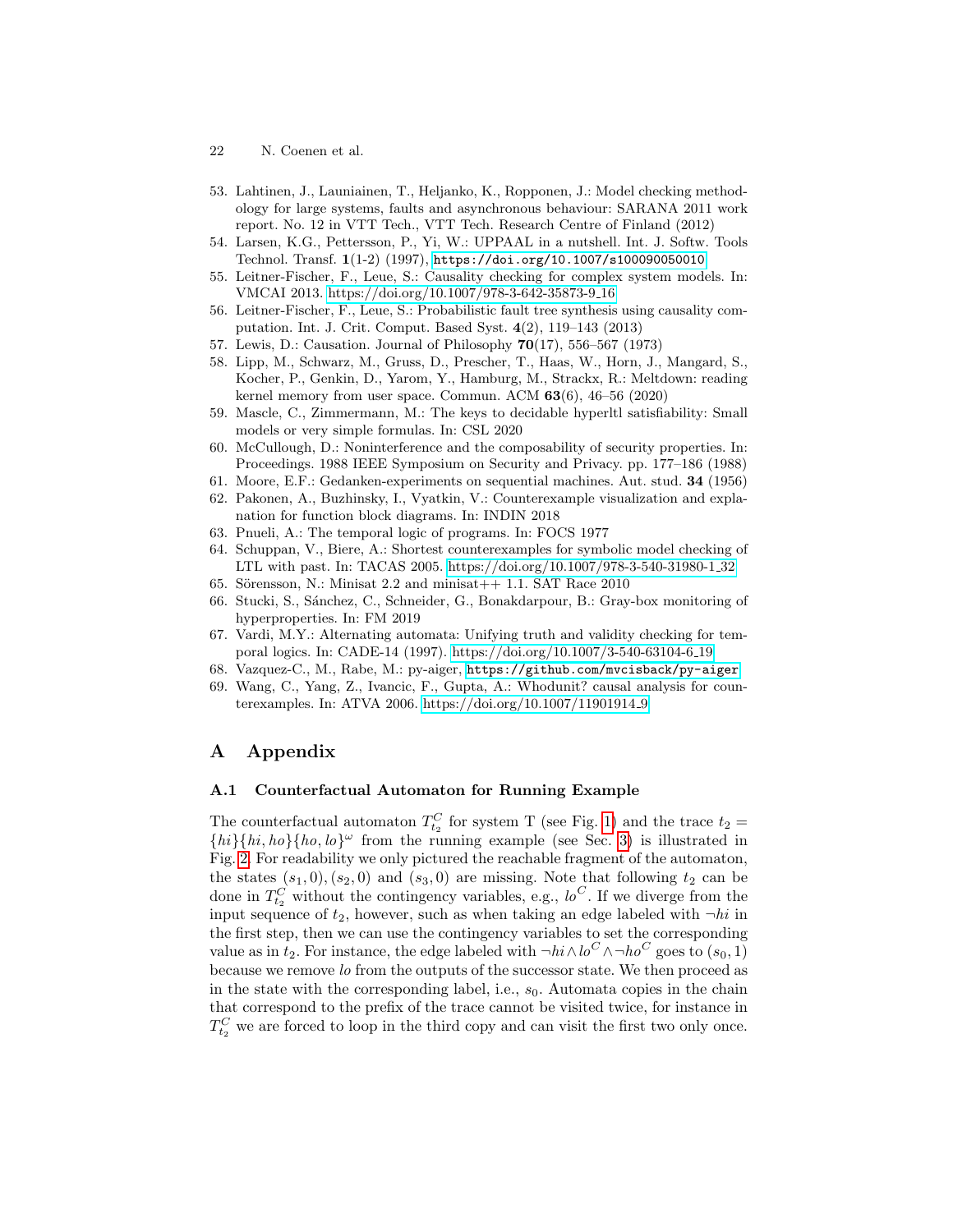53. Lahtinen, J., Launiainen, T., Heljanko, K., Ropponen, J.: Model checking methodology for large systems, faults and asynchronous behaviour: SARANA 2011 work report. No. 12 in VTT Tech., VTT Tech. Research Centre of Finland (2012)
54. Larsen, K.G., Pettersson, P., Yi, W.: UPPAAL in a nutshell. Int. J. Softw. Tools Technol. Transf. **1**(1-2) (1997), `https://doi.org/10.1007/s100090050010`
55. Leitner-Fischer, F., Leue, S.: Causality checking for complex system models. In: VMCAI 2013. https://doi.org/10.1007/978-3-642-35873-9_16
56. Leitner-Fischer, F., Leue, S.: Probabilistic fault tree synthesis using causality computation. Int. J. Crit. Comput. Based Syst. **4**(2), 119–143 (2013)
57. Lewis, D.: Causation. Journal of Philosophy **70**(17), 556–567 (1973)
58. Lipp, M., Schwarz, M., Gruss, D., Prescher, T., Haas, W., Horn, J., Mangard, S., Kocher, P., Genkin, D., Yarom, Y., Hamburg, M., Strackx, R.: Meltdown: reading kernel memory from user space. Commun. ACM **63**(6), 46–56 (2020)
59. Mascle, C., Zimmermann, M.: The keys to decidable hyperltl satisfiability: Small models or very simple formulas. In: CSL 2020
60. McCullough, D.: Noninterference and the composability of security properties. In: Proceedings. 1988 IEEE Symposium on Security and Privacy. pp. 177–186 (1988)
61. Moore, E.F.: Gedanken-experiments on sequential machines. Aut. stud. **34** (1956)
62. Pakonen, A., Buzhinsky, I., Vyatkin, V.: Counterexample visualization and explanation for function block diagrams. In: INDIN 2018
63. Pnueli, A.: The temporal logic of programs. In: FOCS 1977
64. Schuppan, V., Biere, A.: Shortest counterexamples for symbolic model checking of LTL with past. In: TACAS 2005. https://doi.org/10.1007/978-3-540-31980-1_32
65. Sörensson, N.: Minisat 2.2 and minisat++ 1.1. SAT Race 2010
66. Stucki, S., Sánchez, C., Schneider, G., Bonakdarpour, B.: Gray-box monitoring of hyperproperties. In: FM 2019
67. Vardi, M.Y.: Alternating automata: Unifying truth and validity checking for temporal logics. In: CADE-14 (1997). https://doi.org/10.1007/3-540-63104-6_19
68. Vazquez-C., M., Rabe, M.: py-aiger, `https://github.com/mvcisback/py-aiger`
69. Wang, C., Yang, Z., Ivancic, F., Gupta, A.: Whodunit? causal analysis for counterexamples. In: ATVA 2006. https://doi.org/10.1007/11901914_9

# A Appendix

## A.1 Counterfactual Automaton for Running Example

The counterfactual automaton $T^C_{t_2}$ for system T (see Fig. 1) and the trace $t_2 = \{hi\}\{hi, ho\}\{ho, lo\}^\omega$ from the running example (see Sec. 3) is illustrated in Fig. 2. For readability we only pictured the reachable fragment of the automaton, the states $(s_1, 0), (s_2, 0)$ and $(s_3, 0)$ are missing. Note that following $t_2$ can be done in $T^C_{t_2}$ without the contingency variables, e.g., $lo^C$. If we diverge from the input sequence of $t_2$, however, such as when taking an edge labeled with $\neg hi$ in the first step, then we can use the contingency variables to set the corresponding value as in $t_2$. For instance, the edge labeled with $\neg hi \wedge lo^C \wedge \neg ho^C$ goes to $(s_0, 1)$ because we remove $lo$ from the outputs of the successor state. We then proceed as in the state with the corresponding label, i.e., $s_0$. Automata copies in the chain that correspond to the prefix of the trace cannot be visited twice, for instance in $T^C_{t_2}$ we are forced to loop in the third copy and can visit the first two only once.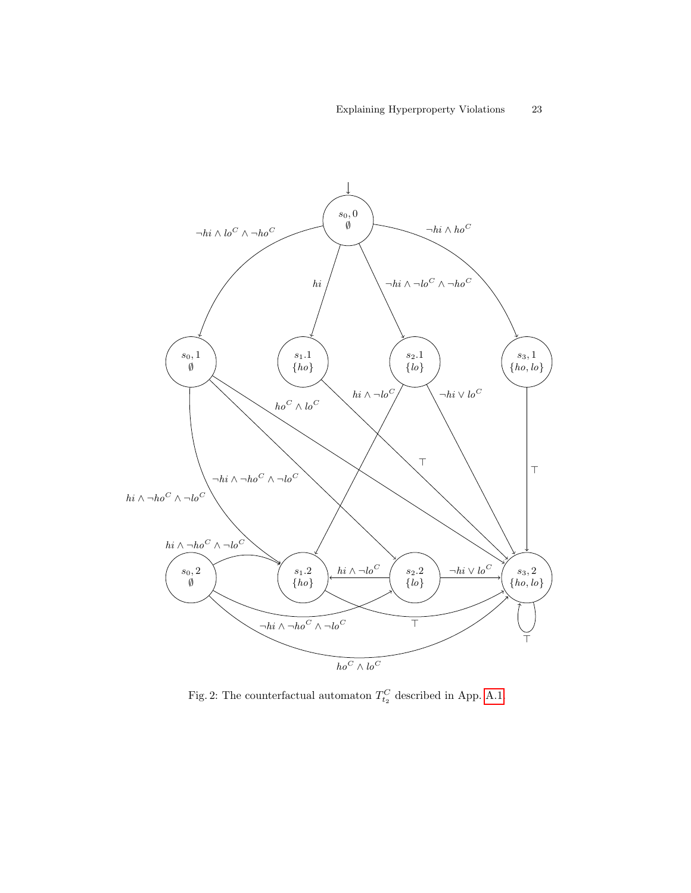Fig. 2: The counterfactual automaton $T_{t_2}^C$ described in App. A.1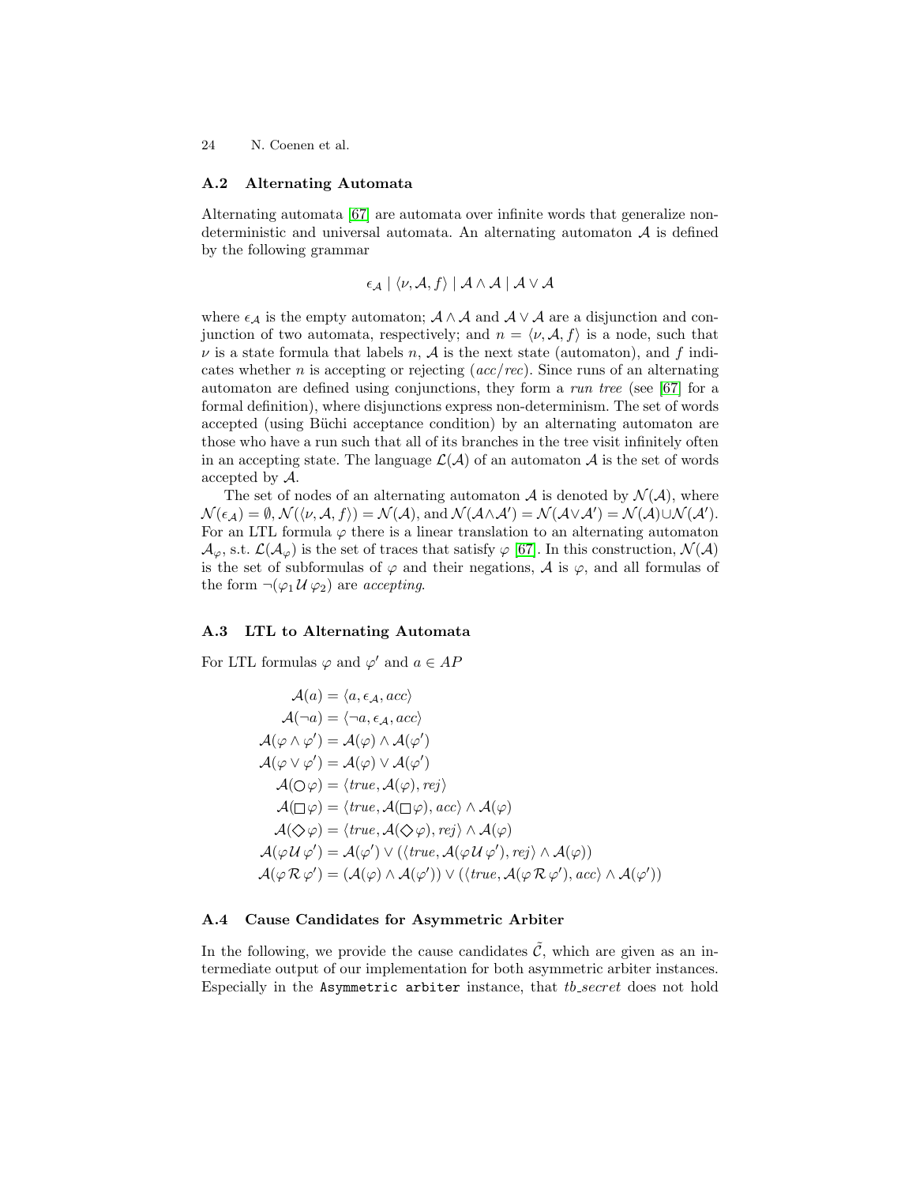### A.2 Alternating Automata

Alternating automata [67] are automata over infinite words that generalize nondeterministic and universal automata. An alternating automaton $\mathcal{A}$ is defined by the following grammar

$$\epsilon_{\mathcal{A}} \mid \langle \nu, \mathcal{A}, f \rangle \mid \mathcal{A} \wedge \mathcal{A} \mid \mathcal{A} \vee \mathcal{A}$$

where $\epsilon_{\mathcal{A}}$ is the empty automaton; $\mathcal{A} \wedge \mathcal{A}$ and $\mathcal{A} \vee \mathcal{A}$ are a disjunction and conjunction of two automata, respectively; and $n = \langle \nu, \mathcal{A}, f \rangle$ is a node, such that $\nu$ is a state formula that labels $n$, $\mathcal{A}$ is the next state (automaton), and $f$ indicates whether $n$ is accepting or rejecting ($acc/rec$). Since runs of an alternating automaton are defined using conjunctions, they form a *run tree* (see [67] for a formal definition), where disjunctions express non-determinism. The set of words accepted (using Büchi acceptance condition) by an alternating automaton are those who have a run such that all of its branches in the tree visit infinitely often in an accepting state. The language $\mathcal{L}(\mathcal{A})$ of an automaton $\mathcal{A}$ is the set of words accepted by $\mathcal{A}$.

The set of nodes of an alternating automaton $\mathcal{A}$ is denoted by $\mathcal{N}(\mathcal{A})$, where $\mathcal{N}(\epsilon_{\mathcal{A}}) = \emptyset$, $\mathcal{N}(\langle \nu, \mathcal{A}, f \rangle) = \mathcal{N}(\mathcal{A})$, and $\mathcal{N}(\mathcal{A} \wedge \mathcal{A}') = \mathcal{N}(\mathcal{A} \vee \mathcal{A}') = \mathcal{N}(\mathcal{A}) \cup \mathcal{N}(\mathcal{A}')$. For an LTL formula $\varphi$ there is a linear translation to an alternating automaton $\mathcal{A}_{\varphi}$, s.t. $\mathcal{L}(\mathcal{A}_{\varphi})$ is the set of traces that satisfy $\varphi$ [67]. In this construction, $\mathcal{N}(\mathcal{A})$ is the set of subformulas of $\varphi$ and their negations, $\mathcal{A}$ is $\varphi$, and all formulas of the form $\neg(\varphi_1 \mathcal{U} \varphi_2)$ are *accepting*.

### A.3 LTL to Alternating Automata

For LTL formulas $\varphi$ and $\varphi'$ and $a \in AP$

$$
\begin{aligned}
\mathcal{A}(a) &= \langle a, \epsilon_{\mathcal{A}}, acc \rangle \\
\mathcal{A}(\neg a) &= \langle \neg a, \epsilon_{\mathcal{A}}, acc \rangle \\
\mathcal{A}(\varphi \wedge \varphi') &= \mathcal{A}(\varphi) \wedge \mathcal{A}(\varphi') \\
\mathcal{A}(\varphi \vee \varphi') &= \mathcal{A}(\varphi) \vee \mathcal{A}(\varphi') \\
\mathcal{A}(\bigcirc \varphi) &= \langle true, \mathcal{A}(\varphi), rej \rangle \\
\mathcal{A}(\square \varphi) &= \langle true, \mathcal{A}(\square \varphi), acc \rangle \wedge \mathcal{A}(\varphi) \\
\mathcal{A}(\diamondsuit \varphi) &= \langle true, \mathcal{A}(\diamondsuit \varphi), rej \rangle \wedge \mathcal{A}(\varphi) \\
\mathcal{A}(\varphi \mathcal{U} \varphi') &= \mathcal{A}(\varphi') \vee (\langle true, \mathcal{A}(\varphi \mathcal{U} \varphi'), rej \rangle \wedge \mathcal{A}(\varphi)) \\
\mathcal{A}(\varphi \mathcal{R} \varphi') &= (\mathcal{A}(\varphi) \wedge \mathcal{A}(\varphi')) \vee (\langle true, \mathcal{A}(\varphi \mathcal{R} \varphi'), acc \rangle \wedge \mathcal{A}(\varphi'))
\end{aligned}
$$

### A.4 Cause Candidates for Asymmetric Arbiter

In the following, we provide the cause candidates $\tilde{\mathcal{C}}$, which are given as an intermediate output of our implementation for both asymmetric arbiter instances. Especially in the `Asymmetric arbiter` instance, that *tb_secret* does not hold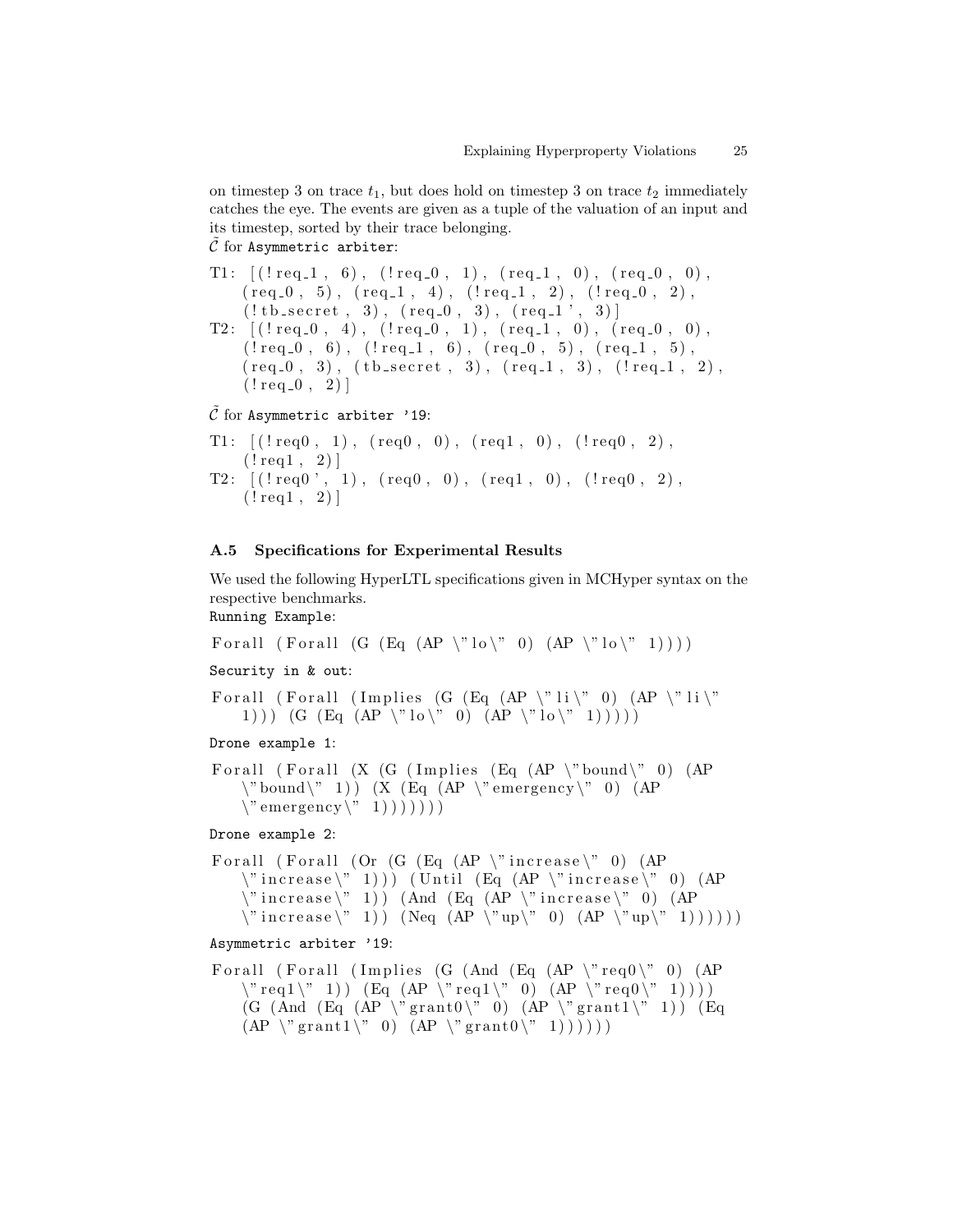on timestep 3 on trace $t_1$, but does hold on timestep 3 on trace $t_2$ immediately catches the eye. The events are given as a tuple of the valuation of an input and its timestep, sorted by their trace belonging.

$\tilde{\mathcal{C}}$ for `Asymmetric arbiter`:

```
T1: [(!req_1, 6), (!req_0, 1), (req_1, 0), (req_0, 0),
    (req_0, 5), (req_1, 4), (!req_1, 2), (!req_0, 2),
    (!tb_secret, 3), (req_0, 3), (req_1', 3)]
T2: [(!req_0, 4), (!req_0, 1), (req_1, 0), (req_0, 0),
    (!req_0, 6), (!req_1, 6), (req_0, 5), (req_1, 5),
    (req_0, 3), (tb_secret, 3), (req_1, 3), (!req_1, 2),
    (!req_0, 2)]
```

$\tilde{\mathcal{C}}$ for `Asymmetric arbiter '19`:

```
T1: [(!req0, 1), (req0, 0), (req1, 0), (!req0, 2),
    (!req1, 2)]
T2: [(!req0', 1), (req0, 0), (req1, 0), (!req0, 2),
    (!req1, 2)]
```

### A.5 Specifications for Experimental Results

We used the following HyperLTL specifications given in MCHyper syntax on the respective benchmarks.

`Running Example`:

```
Forall (Forall (G (Eq (AP \"lo\" 0) (AP \"lo\" 1))))
```

`Security in & out`:

```
Forall (Forall (Implies (G (Eq (AP \"li\" 0) (AP \"li\"
    1))) (G (Eq (AP \"lo\" 0) (AP \"lo\" 1)))))
```

`Drone example 1`:

```
Forall (Forall (X (G (Implies (Eq (AP \"bound\" 0) (AP
    \"bound\" 1)) (X (Eq (AP \"emergency\" 0) (AP
    \"emergency\" 1)))))))
```

`Drone example 2`:

```
Forall (Forall (Or (G (Eq (AP \"increase\" 0) (AP
    \"increase\" 1))) (Until (Eq (AP \"increase\" 0) (AP
    \"increase\" 1)) (And (Eq (AP \"increase\" 0) (AP
    \"increase\" 1)) (Neq (AP \"up\" 0) (AP \"up\" 1))))))
```

`Asymmetric arbiter '19`:

```
Forall (Forall (Implies (G (And (Eq (AP \"req0\" 0) (AP
    \"req1\" 1)) (Eq (AP \"req1\" 0) (AP \"req0\" 1))))
    (G (And (Eq (AP \"grant0\" 0) (AP \"grant1\" 1)) (Eq
    (AP \"grant1\" 0) (AP \"grant0\" 1))))))
```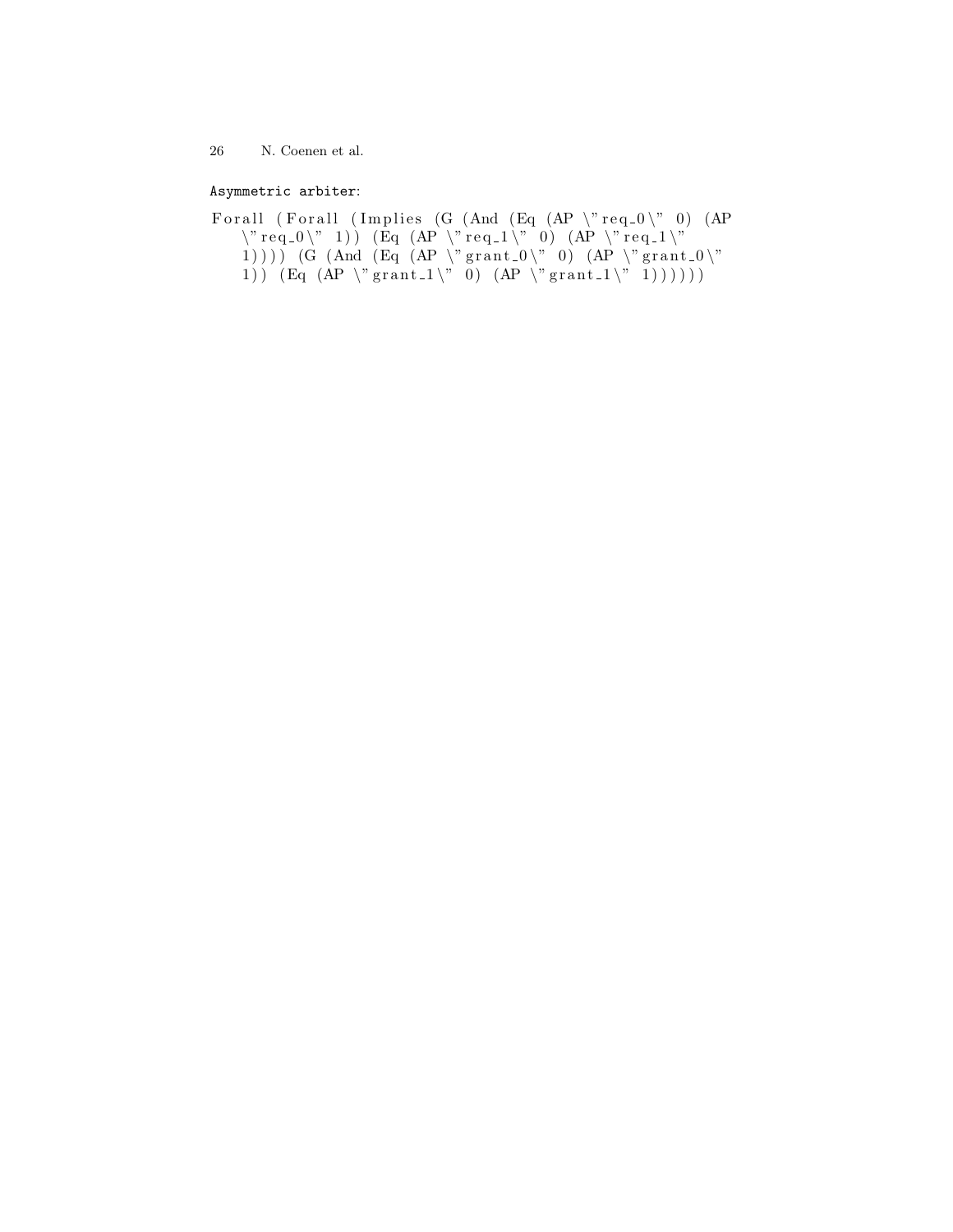`Asymmetric arbiter`:

```
Forall (Forall (Implies (G (And (Eq (AP \"req_0\" 0) (AP
    \"req_0\" 1)) (Eq (AP \"req_1\" 0) (AP \"req_1\"
    1)))) (G (And (Eq (AP \"grant_0\" 0) (AP \"grant_0\"
    1)) (Eq (AP \"grant_1\" 0) (AP \"grant_1\" 1))))))
```